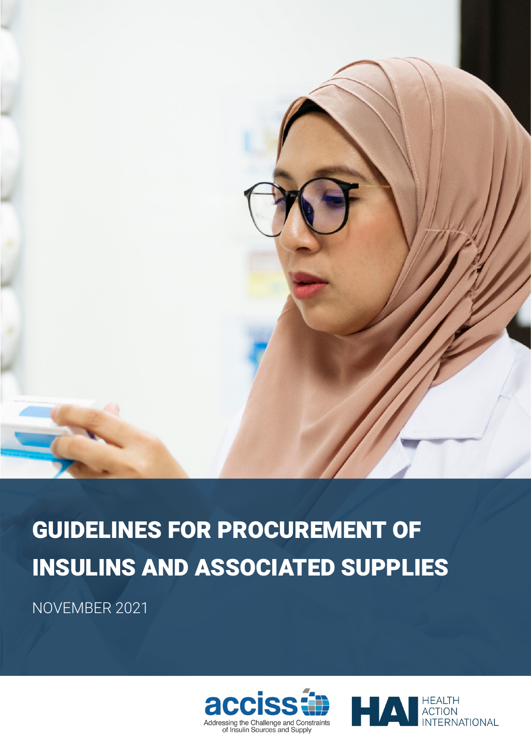# GUIDELINES FOR PROCUREMENT OF INSULINS AND ASSOCIATED SUPPLIES

NOVEMBER 2021

acciss — Addressing the Challenge and Constraints of Insulin Sources and Supply

HAI HEALTH ACTION INTERNATIONAL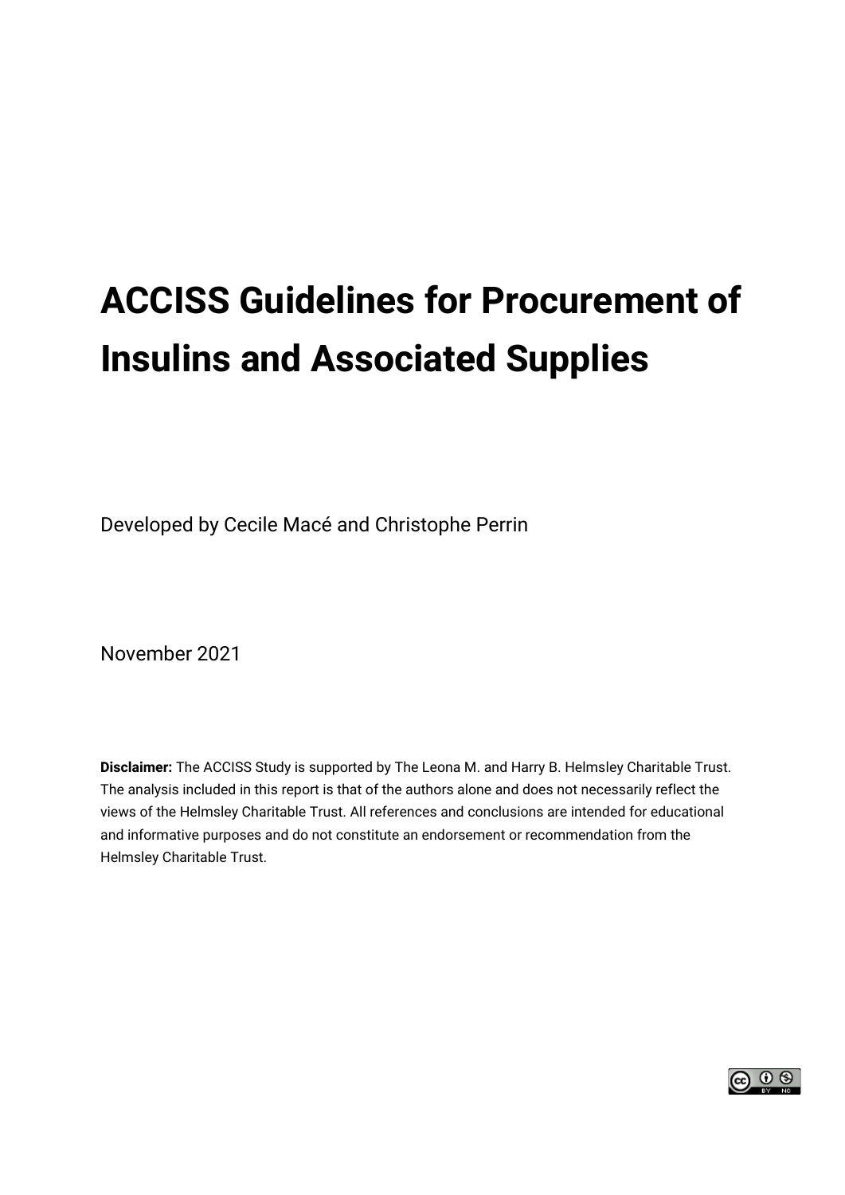# ACCISS Guidelines for Procurement of Insulins and Associated Supplies

Developed by Cecile Macé and Christophe Perrin

November 2021

**Disclaimer:** The ACCISS Study is supported by The Leona M. and Harry B. Helmsley Charitable Trust. The analysis included in this report is that of the authors alone and does not necessarily reflect the views of the Helmsley Charitable Trust. All references and conclusions are intended for educational and informative purposes and do not constitute an endorsement or recommendation from the Helmsley Charitable Trust.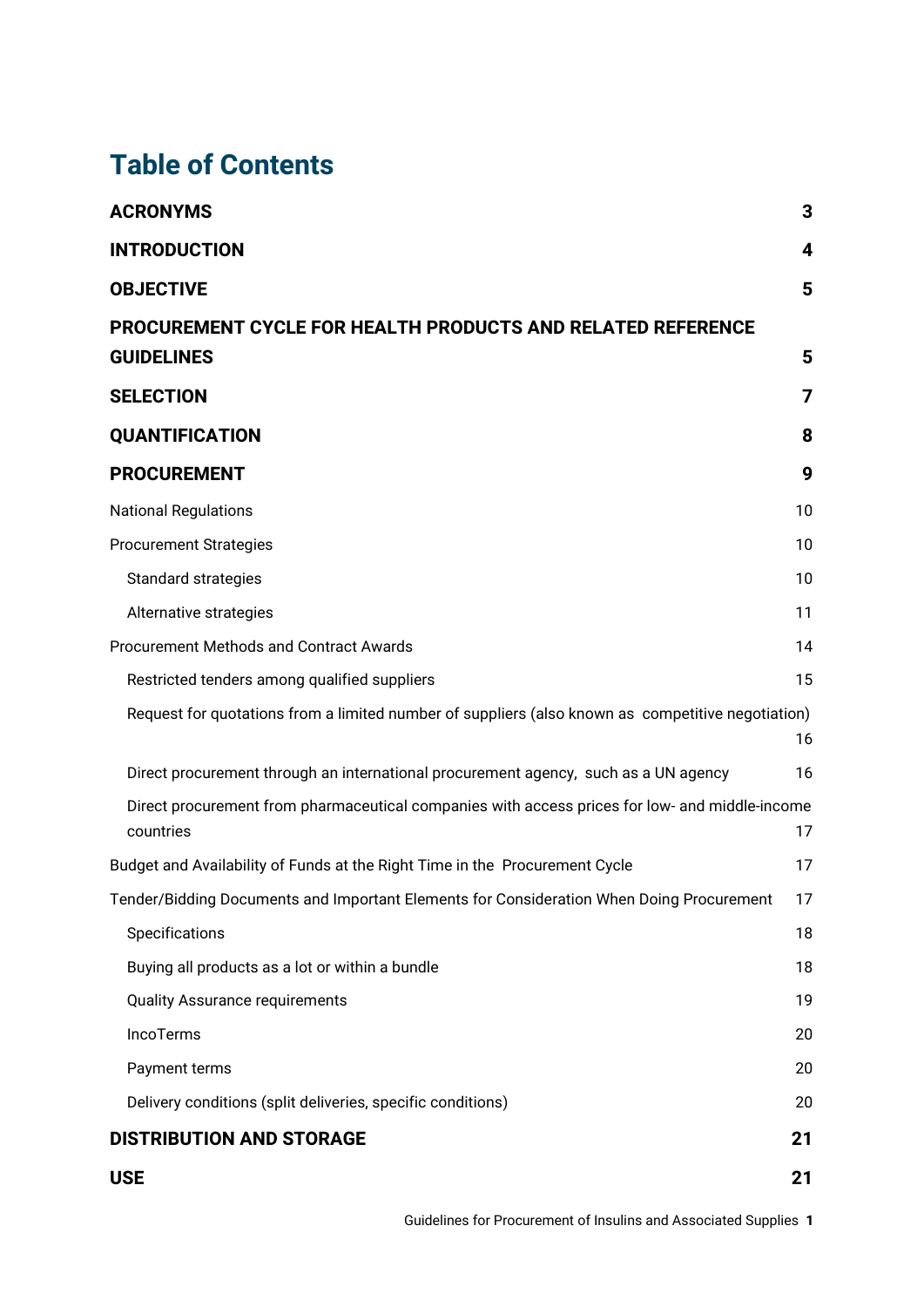# Table of Contents

| | |
|---|---|
| **ACRONYMS** | **3** |
| **INTRODUCTION** | **4** |
| **OBJECTIVE** | **5** |
| **PROCUREMENT CYCLE FOR HEALTH PRODUCTS AND RELATED REFERENCE GUIDELINES** | **5** |
| **SELECTION** | **7** |
| **QUANTIFICATION** | **8** |
| **PROCUREMENT** | **9** |
| National Regulations | 10 |
| Procurement Strategies | 10 |
| Standard strategies | 10 |
| Alternative strategies | 11 |
| Procurement Methods and Contract Awards | 14 |
| Restricted tenders among qualified suppliers | 15 |
| Request for quotations from a limited number of suppliers (also known as competitive negotiation) | 16 |
| Direct procurement through an international procurement agency, such as a UN agency | 16 |
| Direct procurement from pharmaceutical companies with access prices for low- and middle-income countries | 17 |
| Budget and Availability of Funds at the Right Time in the Procurement Cycle | 17 |
| Tender/Bidding Documents and Important Elements for Consideration When Doing Procurement | 17 |
| Specifications | 18 |
| Buying all products as a lot or within a bundle | 18 |
| Quality Assurance requirements | 19 |
| IncoTerms | 20 |
| Payment terms | 20 |
| Delivery conditions (split deliveries, specific conditions) | 20 |
| **DISTRIBUTION AND STORAGE** | **21** |
| **USE** | **21** |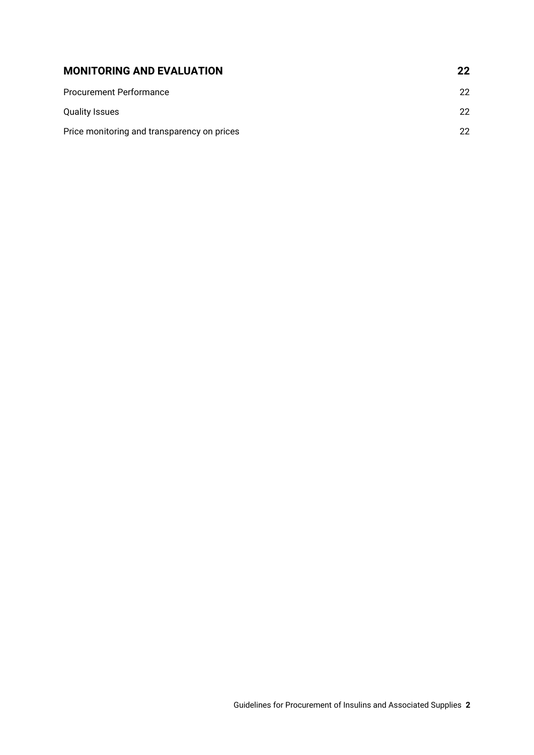| | |
|---|---|
| **MONITORING AND EVALUATION** | **22** |
| Procurement Performance | 22 |
| Quality Issues | 22 |
| Price monitoring and transparency on prices | 22 |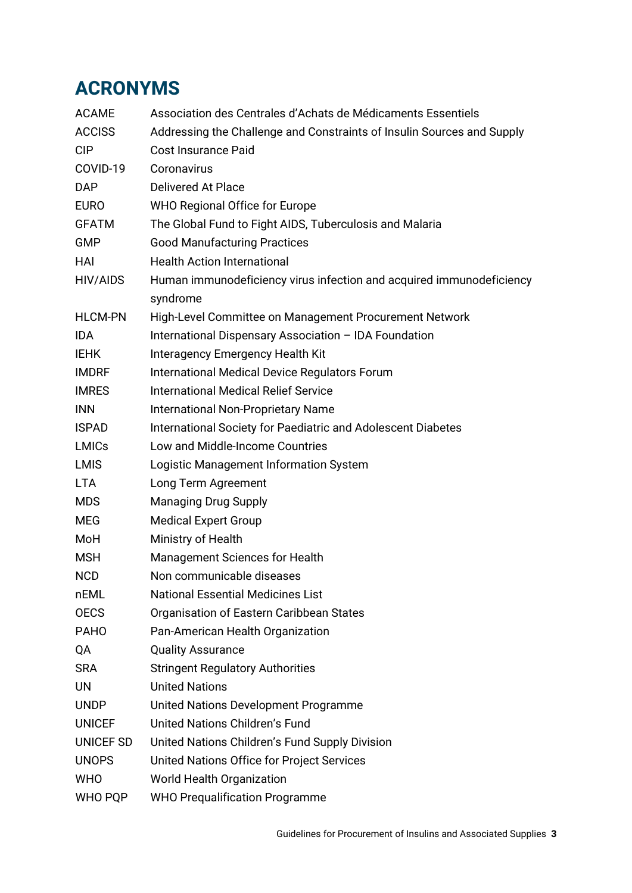# ACRONYMS

| | |
|---|---|
| ACAME | Association des Centrales d'Achats de Médicaments Essentiels |
| ACCISS | Addressing the Challenge and Constraints of Insulin Sources and Supply |
| CIP | Cost Insurance Paid |
| COVID-19 | Coronavirus |
| DAP | Delivered At Place |
| EURO | WHO Regional Office for Europe |
| GFATM | The Global Fund to Fight AIDS, Tuberculosis and Malaria |
| GMP | Good Manufacturing Practices |
| HAI | Health Action International |
| HIV/AIDS | Human immunodeficiency virus infection and acquired immunodeficiency syndrome |
| HLCM-PN | High-Level Committee on Management Procurement Network |
| IDA | International Dispensary Association – IDA Foundation |
| IEHK | Interagency Emergency Health Kit |
| IMDRF | International Medical Device Regulators Forum |
| IMRES | International Medical Relief Service |
| INN | International Non-Proprietary Name |
| ISPAD | International Society for Paediatric and Adolescent Diabetes |
| LMICs | Low and Middle-Income Countries |
| LMIS | Logistic Management Information System |
| LTA | Long Term Agreement |
| MDS | Managing Drug Supply |
| MEG | Medical Expert Group |
| MoH | Ministry of Health |
| MSH | Management Sciences for Health |
| NCD | Non communicable diseases |
| nEML | National Essential Medicines List |
| OECS | Organisation of Eastern Caribbean States |
| PAHO | Pan-American Health Organization |
| QA | Quality Assurance |
| SRA | Stringent Regulatory Authorities |
| UN | United Nations |
| UNDP | United Nations Development Programme |
| UNICEF | United Nations Children's Fund |
| UNICEF SD | United Nations Children's Fund Supply Division |
| UNOPS | United Nations Office for Project Services |
| WHO | World Health Organization |
| WHO PQP | WHO Prequalification Programme |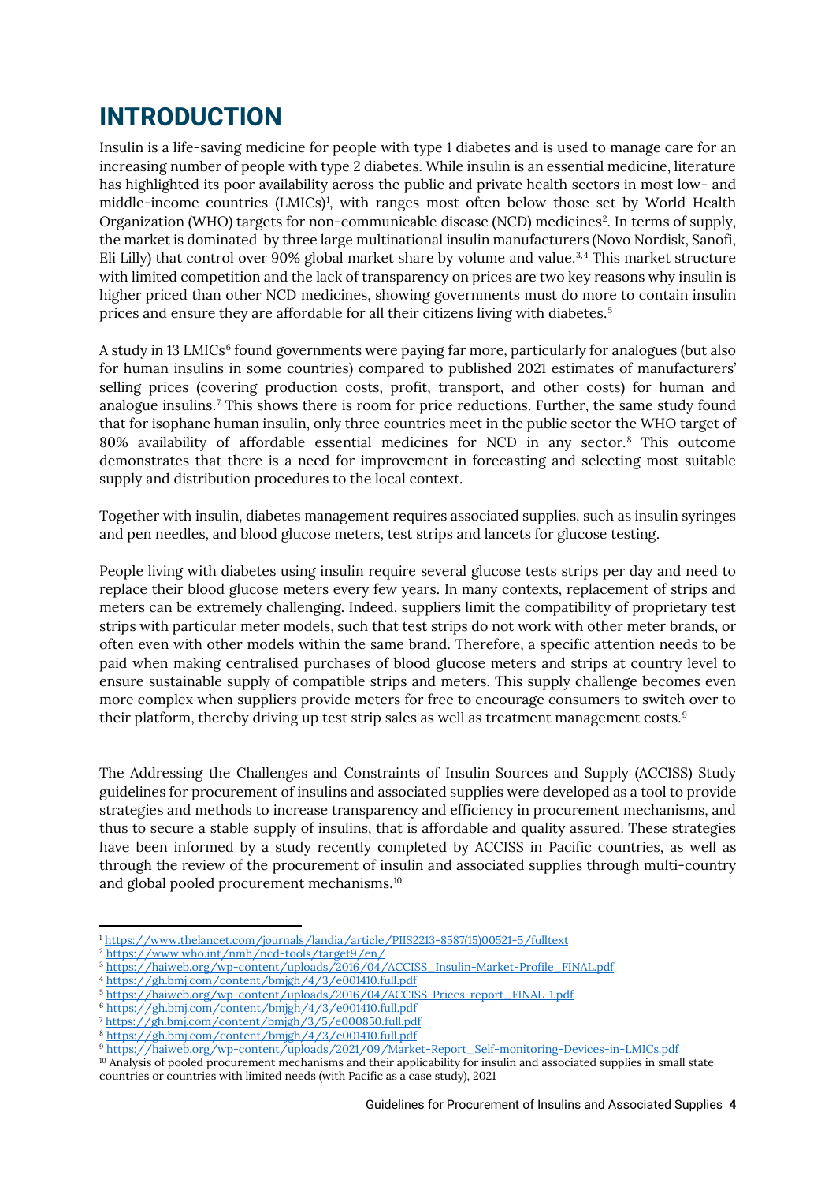# INTRODUCTION

Insulin is a life-saving medicine for people with type 1 diabetes and is used to manage care for an increasing number of people with type 2 diabetes. While insulin is an essential medicine, literature has highlighted its poor availability across the public and private health sectors in most low- and middle-income countries (LMICs)[1], with ranges most often below those set by World Health Organization (WHO) targets for non-communicable disease (NCD) medicines[2]. In terms of supply, the market is dominated by three large multinational insulin manufacturers (Novo Nordisk, Sanofi, Eli Lilly) that control over 90% global market share by volume and value.[3,4] This market structure with limited competition and the lack of transparency on prices are two key reasons why insulin is higher priced than other NCD medicines, showing governments must do more to contain insulin prices and ensure they are affordable for all their citizens living with diabetes.[5]

A study in 13 LMICs[6] found governments were paying far more, particularly for analogues (but also for human insulins in some countries) compared to published 2021 estimates of manufacturers' selling prices (covering production costs, profit, transport, and other costs) for human and analogue insulins.[7] This shows there is room for price reductions. Further, the same study found that for isophane human insulin, only three countries meet in the public sector the WHO target of 80% availability of affordable essential medicines for NCD in any sector.[8] This outcome demonstrates that there is a need for improvement in forecasting and selecting most suitable supply and distribution procedures to the local context.

Together with insulin, diabetes management requires associated supplies, such as insulin syringes and pen needles, and blood glucose meters, test strips and lancets for glucose testing.

People living with diabetes using insulin require several glucose tests strips per day and need to replace their blood glucose meters every few years. In many contexts, replacement of strips and meters can be extremely challenging. Indeed, suppliers limit the compatibility of proprietary test strips with particular meter models, such that test strips do not work with other meter brands, or often even with other models within the same brand. Therefore, a specific attention needs to be paid when making centralised purchases of blood glucose meters and strips at country level to ensure sustainable supply of compatible strips and meters. This supply challenge becomes even more complex when suppliers provide meters for free to encourage consumers to switch over to their platform, thereby driving up test strip sales as well as treatment management costs.[9]

The Addressing the Challenges and Constraints of Insulin Sources and Supply (ACCISS) Study guidelines for procurement of insulins and associated supplies were developed as a tool to provide strategies and methods to increase transparency and efficiency in procurement mechanisms, and thus to secure a stable supply of insulins, that is affordable and quality assured. These strategies have been informed by a study recently completed by ACCISS in Pacific countries, as well as through the review of the procurement of insulin and associated supplies through multi-country and global pooled procurement mechanisms.[10]

---

[1] https://www.thelancet.com/journals/landia/article/PIIS2213-8587(15)00521-5/fulltext
[2] https://www.who.int/nmh/ncd-tools/target9/en/
[3] https://haiweb.org/wp-content/uploads/2016/04/ACCISS_Insulin-Market-Profile_FINAL.pdf
[4] https://gh.bmj.com/content/bmjgh/4/3/e001410.full.pdf
[5] https://haiweb.org/wp-content/uploads/2016/04/ACCISS-Prices-report_FINAL-1.pdf
[6] https://gh.bmj.com/content/bmjgh/4/3/e001410.full.pdf
[7] https://gh.bmj.com/content/bmjgh/3/5/e000850.full.pdf
[8] https://gh.bmj.com/content/bmjgh/4/3/e001410.full.pdf
[9] https://haiweb.org/wp-content/uploads/2021/09/Market-Report_Self-monitoring-Devices-in-LMICs.pdf
[10] Analysis of pooled procurement mechanisms and their applicability for insulin and associated supplies in small state countries or countries with limited needs (with Pacific as a case study), 2021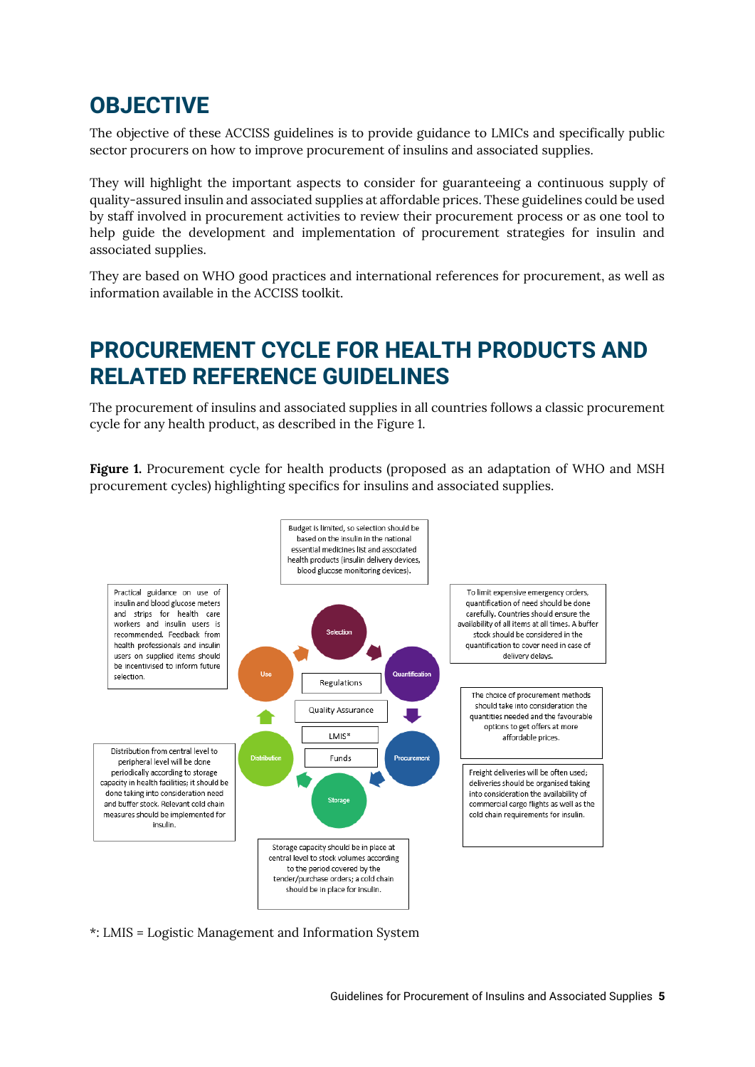# OBJECTIVE

The objective of these ACCISS guidelines is to provide guidance to LMICs and specifically public sector procurers on how to improve procurement of insulins and associated supplies.

They will highlight the important aspects to consider for guaranteeing a continuous supply of quality-assured insulin and associated supplies at affordable prices. These guidelines could be used by staff involved in procurement activities to review their procurement process or as one tool to help guide the development and implementation of procurement strategies for insulin and associated supplies.

They are based on WHO good practices and international references for procurement, as well as information available in the ACCISS toolkit.

# PROCUREMENT CYCLE FOR HEALTH PRODUCTS AND RELATED REFERENCE GUIDELINES

The procurement of insulins and associated supplies in all countries follows a classic procurement cycle for any health product, as described in the Figure 1.

**Figure 1.** Procurement cycle for health products (proposed as an adaptation of WHO and MSH procurement cycles) highlighting specifics for insulins and associated supplies.

Budget is limited, so selection should be based on the insulin in the national essential medicines list and associated health products (insulin delivery devices, blood glucose monitoring devices).

Practical guidance on use of insulin and blood glucose meters and strips for health care workers and insulin users is recommended. Feedback from health professionals and insulin users on supplied items should be incentivised to inform future selection.

To limit expensive emergency orders, quantification of need should be done carefully. Countries should ensure the availability of all items at all times. A buffer stock should be considered in the quantification to cover need in case of delivery delays.

Selection

Quantification

Procurement

Storage

Distribution

Use

Regulations

Quality Assurance

LMIS*

Funds

The choice of procurement methods should take into consideration the quantities needed and the favourable options to get offers at more affordable prices.

Freight deliveries will be often used; deliveries should be organised taking into consideration the availability of commercial cargo flights as well as the cold chain requirements for insulin.

Distribution from central level to peripheral level will be done periodically according to storage capacity in health facilities; it should be done taking into consideration need and buffer stock. Relevant cold chain measures should be implemented for insulin.

Storage capacity should be in place at central level to stock volumes according to the period covered by the tender/purchase orders; a cold chain should be in place for insulin.

*: LMIS = Logistic Management and Information System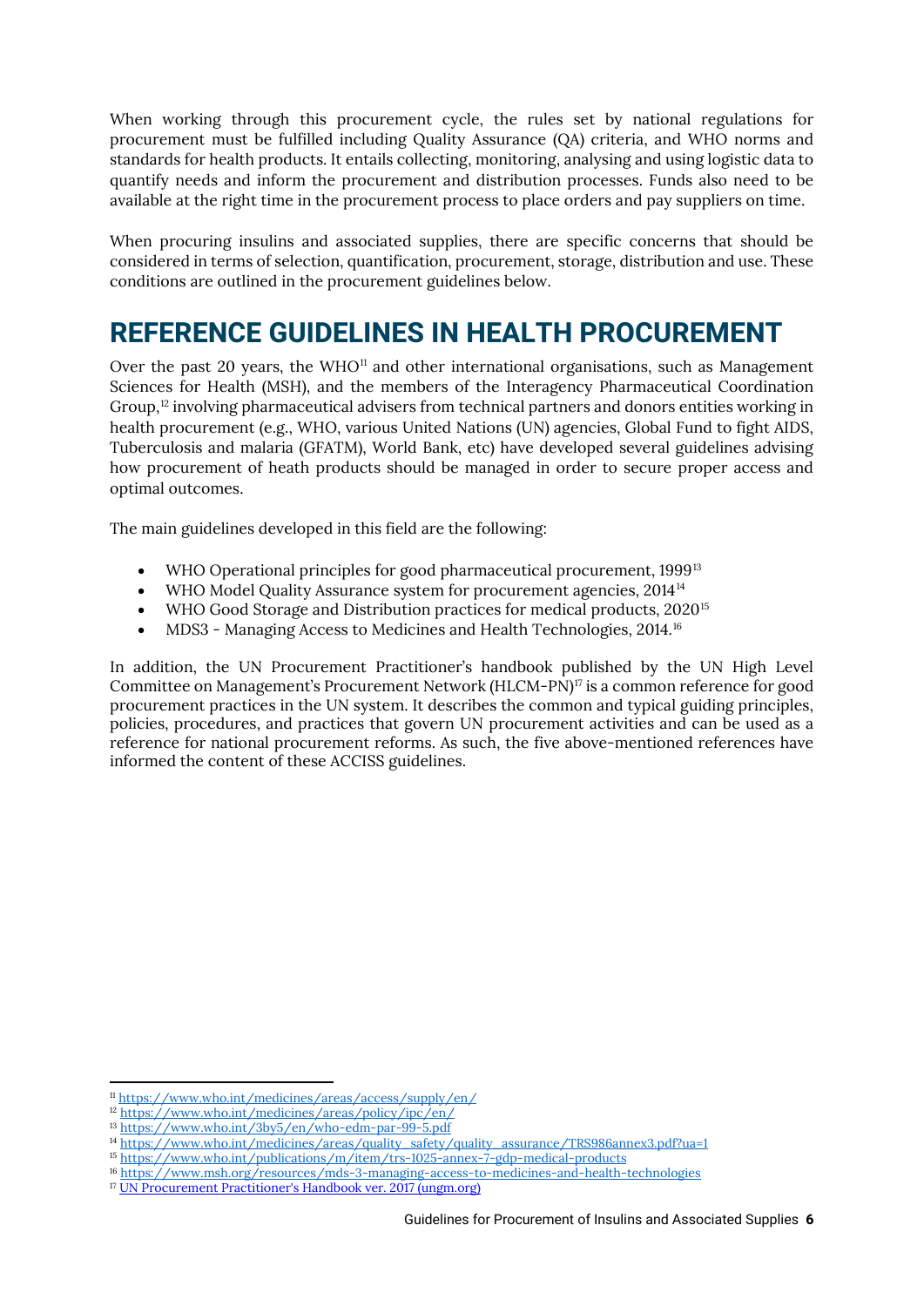When working through this procurement cycle, the rules set by national regulations for procurement must be fulfilled including Quality Assurance (QA) criteria, and WHO norms and standards for health products. It entails collecting, monitoring, analysing and using logistic data to quantify needs and inform the procurement and distribution processes. Funds also need to be available at the right time in the procurement process to place orders and pay suppliers on time.

When procuring insulins and associated supplies, there are specific concerns that should be considered in terms of selection, quantification, procurement, storage, distribution and use. These conditions are outlined in the procurement guidelines below.

# REFERENCE GUIDELINES IN HEALTH PROCUREMENT

Over the past 20 years, the WHO[11] and other international organisations, such as Management Sciences for Health (MSH), and the members of the Interagency Pharmaceutical Coordination Group,[12] involving pharmaceutical advisers from technical partners and donors entities working in health procurement (e.g., WHO, various United Nations (UN) agencies, Global Fund to fight AIDS, Tuberculosis and malaria (GFATM), World Bank, etc) have developed several guidelines advising how procurement of heath products should be managed in order to secure proper access and optimal outcomes.

The main guidelines developed in this field are the following:

- WHO Operational principles for good pharmaceutical procurement, 1999[13]
- WHO Model Quality Assurance system for procurement agencies, 2014[14]
- WHO Good Storage and Distribution practices for medical products, 2020[15]
- MDS3 - Managing Access to Medicines and Health Technologies, 2014.[16]

In addition, the UN Procurement Practitioner's handbook published by the UN High Level Committee on Management's Procurement Network (HLCM-PN)[17] is a common reference for good procurement practices in the UN system. It describes the common and typical guiding principles, policies, procedures, and practices that govern UN procurement activities and can be used as a reference for national procurement reforms. As such, the five above-mentioned references have informed the content of these ACCISS guidelines.

---

[11] https://www.who.int/medicines/areas/access/supply/en/
[12] https://www.who.int/medicines/areas/policy/ipc/en/
[13] https://www.who.int/3by5/en/who-edm-par-99-5.pdf
[14] https://www.who.int/medicines/areas/quality_safety/quality_assurance/TRS986annex3.pdf?ua=1
[15] https://www.who.int/publications/m/item/trs-1025-annex-7-gdp-medical-products
[16] https://www.msh.org/resources/mds-3-managing-access-to-medicines-and-health-technologies
[17] UN Procurement Practitioner's Handbook ver. 2017 (ungm.org)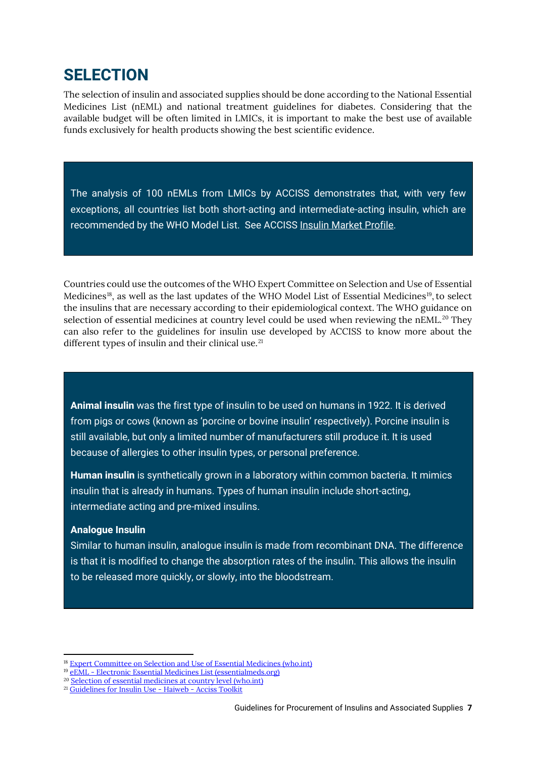# SELECTION

The selection of insulin and associated supplies should be done according to the National Essential Medicines List (nEML) and national treatment guidelines for diabetes. Considering that the available budget will be often limited in LMICs, it is important to make the best use of available funds exclusively for health products showing the best scientific evidence.

> The analysis of 100 nEMLs from LMICs by ACCISS demonstrates that, with very few exceptions, all countries list both short-acting and intermediate-acting insulin, which are recommended by the WHO Model List. See ACCISS Insulin Market Profile.

Countries could use the outcomes of the WHO Expert Committee on Selection and Use of Essential Medicines[18], as well as the last updates of the WHO Model List of Essential Medicines[19], to select the insulins that are necessary according to their epidemiological context. The WHO guidance on selection of essential medicines at country level could be used when reviewing the nEML.[20] They can also refer to the guidelines for insulin use developed by ACCISS to know more about the different types of insulin and their clinical use.[21]

> **Animal insulin** was the first type of insulin to be used on humans in 1922. It is derived from pigs or cows (known as 'porcine or bovine insulin' respectively). Porcine insulin is still available, but only a limited number of manufacturers still produce it. It is used because of allergies to other insulin types, or personal preference.
>
> **Human insulin** is synthetically grown in a laboratory within common bacteria. It mimics insulin that is already in humans. Types of human insulin include short-acting, intermediate acting and pre-mixed insulins.
>
> **Analogue Insulin**
>
> Similar to human insulin, analogue insulin is made from recombinant DNA. The difference is that it is modified to change the absorption rates of the insulin. This allows the insulin to be released more quickly, or slowly, into the bloodstream.

---

[18] Expert Committee on Selection and Use of Essential Medicines (who.int)

[19] eEML - Electronic Essential Medicines List (essentialmeds.org)

[20] Selection of essential medicines at country level (who.int)

[21] Guidelines for Insulin Use - Haiweb - Acciss Toolkit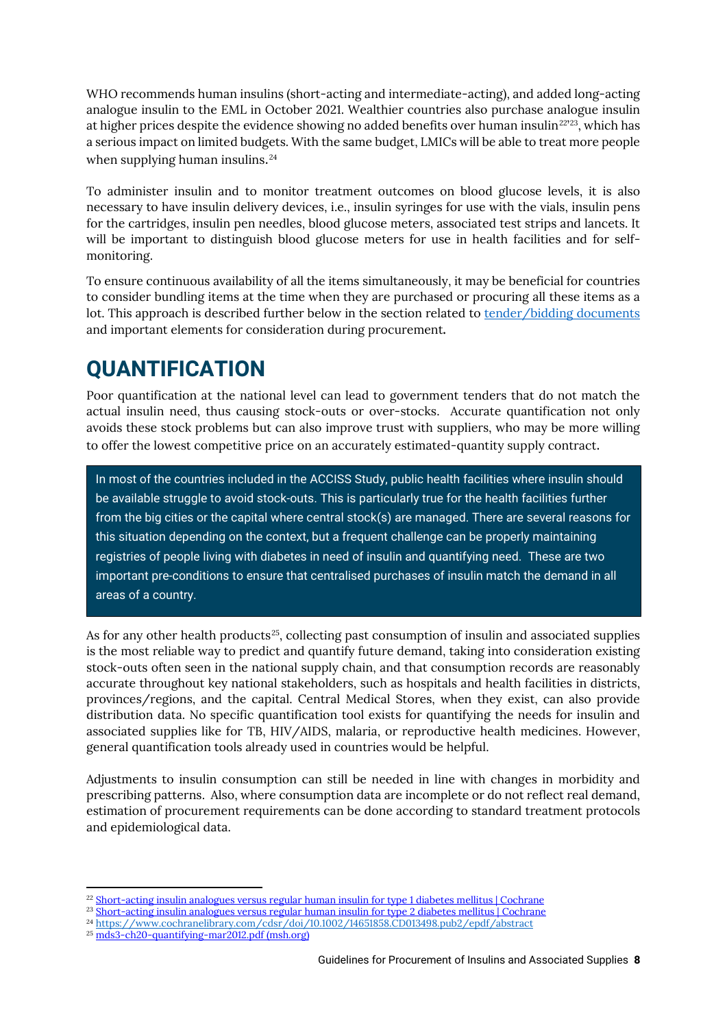WHO recommends human insulins (short-acting and intermediate-acting), and added long-acting analogue insulin to the EML in October 2021. Wealthier countries also purchase analogue insulin at higher prices despite the evidence showing no added benefits over human insulin[22,23], which has a serious impact on limited budgets. With the same budget, LMICs will be able to treat more people when supplying human insulins.[24]

To administer insulin and to monitor treatment outcomes on blood glucose levels, it is also necessary to have insulin delivery devices, i.e., insulin syringes for use with the vials, insulin pens for the cartridges, insulin pen needles, blood glucose meters, associated test strips and lancets. It will be important to distinguish blood glucose meters for use in health facilities and for self-monitoring.

To ensure continuous availability of all the items simultaneously, it may be beneficial for countries to consider bundling items at the time when they are purchased or procuring all these items as a lot. This approach is described further below in the section related to [tender/bidding documents](#) and important elements for consideration during procurement**.**

# QUANTIFICATION

Poor quantification at the national level can lead to government tenders that do not match the actual insulin need, thus causing stock-outs or over-stocks. Accurate quantification not only avoids these stock problems but can also improve trust with suppliers, who may be more willing to offer the lowest competitive price on an accurately estimated-quantity supply contract.

> In most of the countries included in the ACCISS Study, public health facilities where insulin should be available struggle to avoid stock-outs. This is particularly true for the health facilities further from the big cities or the capital where central stock(s) are managed. There are several reasons for this situation depending on the context, but a frequent challenge can be properly maintaining registries of people living with diabetes in need of insulin and quantifying need. These are two important pre-conditions to ensure that centralised purchases of insulin match the demand in all areas of a country.

As for any other health products[25], collecting past consumption of insulin and associated supplies is the most reliable way to predict and quantify future demand, taking into consideration existing stock-outs often seen in the national supply chain, and that consumption records are reasonably accurate throughout key national stakeholders, such as hospitals and health facilities in districts, provinces/regions, and the capital. Central Medical Stores, when they exist, can also provide distribution data. No specific quantification tool exists for quantifying the needs for insulin and associated supplies like for TB, HIV/AIDS, malaria, or reproductive health medicines. However, general quantification tools already used in countries would be helpful.

Adjustments to insulin consumption can still be needed in line with changes in morbidity and prescribing patterns. Also, where consumption data are incomplete or do not reflect real demand, estimation of procurement requirements can be done according to standard treatment protocols and epidemiological data.

---

[22] [Short-acting insulin analogues versus regular human insulin for type 1 diabetes mellitus | Cochrane](#)
[23] [Short-acting insulin analogues versus regular human insulin for type 2 diabetes mellitus | Cochrane](#)
[24] https://www.cochranelibrary.com/cdsr/doi/10.1002/14651858.CD013498.pub2/epdf/abstract
[25] [mds3-ch20-quantifying-mar2012.pdf (msh.org)](#)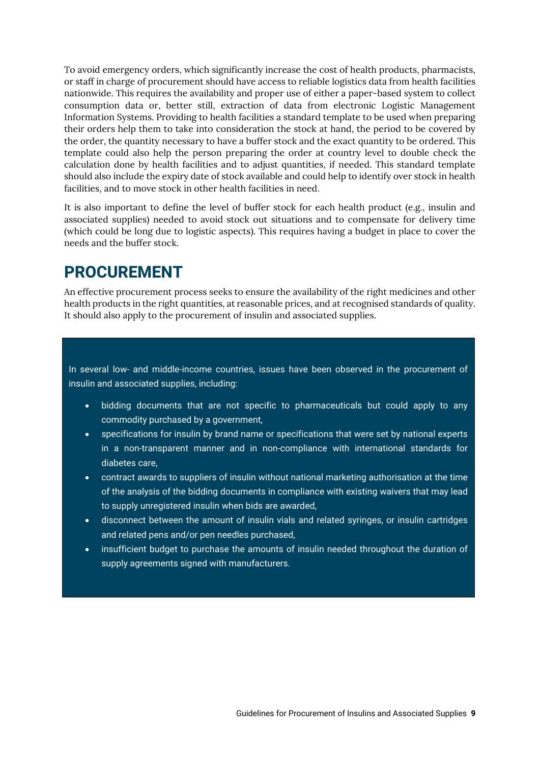To avoid emergency orders, which significantly increase the cost of health products, pharmacists, or staff in charge of procurement should have access to reliable logistics data from health facilities nationwide. This requires the availability and proper use of either a paper-based system to collect consumption data or, better still, extraction of data from electronic Logistic Management Information Systems. Providing to health facilities a standard template to be used when preparing their orders help them to take into consideration the stock at hand, the period to be covered by the order, the quantity necessary to have a buffer stock and the exact quantity to be ordered. This template could also help the person preparing the order at country level to double check the calculation done by health facilities and to adjust quantities, if needed. This standard template should also include the expiry date of stock available and could help to identify over stock in health facilities, and to move stock in other health facilities in need.

It is also important to define the level of buffer stock for each health product (e.g., insulin and associated supplies) needed to avoid stock out situations and to compensate for delivery time (which could be long due to logistic aspects). This requires having a budget in place to cover the needs and the buffer stock.

## PROCUREMENT

An effective procurement process seeks to ensure the availability of the right medicines and other health products in the right quantities, at reasonable prices, and at recognised standards of quality. It should also apply to the procurement of insulin and associated supplies.

In several low- and middle-income countries, issues have been observed in the procurement of insulin and associated supplies, including:

- bidding documents that are not specific to pharmaceuticals but could apply to any commodity purchased by a government,
- specifications for insulin by brand name or specifications that were set by national experts in a non-transparent manner and in non-compliance with international standards for diabetes care,
- contract awards to suppliers of insulin without national marketing authorisation at the time of the analysis of the bidding documents in compliance with existing waivers that may lead to supply unregistered insulin when bids are awarded,
- disconnect between the amount of insulin vials and related syringes, or insulin cartridges and related pens and/or pen needles purchased,
- insufficient budget to purchase the amounts of insulin needed throughout the duration of supply agreements signed with manufacturers.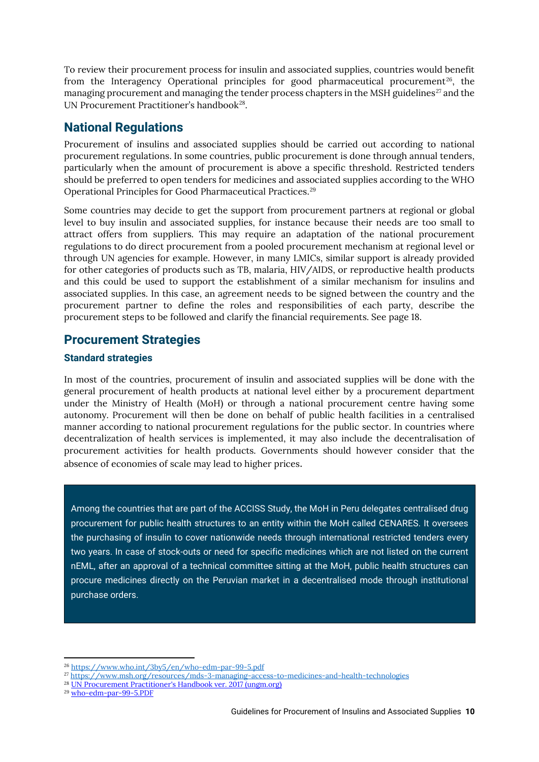To review their procurement process for insulin and associated supplies, countries would benefit from the Interagency Operational principles for good pharmaceutical procurement[26], the managing procurement and managing the tender process chapters in the MSH guidelines[27] and the UN Procurement Practitioner's handbook[28].

## National Regulations

Procurement of insulins and associated supplies should be carried out according to national procurement regulations. In some countries, public procurement is done through annual tenders, particularly when the amount of procurement is above a specific threshold. Restricted tenders should be preferred to open tenders for medicines and associated supplies according to the WHO Operational Principles for Good Pharmaceutical Practices.[29]

Some countries may decide to get the support from procurement partners at regional or global level to buy insulin and associated supplies, for instance because their needs are too small to attract offers from suppliers. This may require an adaptation of the national procurement regulations to do direct procurement from a pooled procurement mechanism at regional level or through UN agencies for example. However, in many LMICs, similar support is already provided for other categories of products such as TB, malaria, HIV/AIDS, or reproductive health products and this could be used to support the establishment of a similar mechanism for insulins and associated supplies. In this case, an agreement needs to be signed between the country and the procurement partner to define the roles and responsibilities of each party, describe the procurement steps to be followed and clarify the financial requirements. See page 18.

## Procurement Strategies

### Standard strategies

In most of the countries, procurement of insulin and associated supplies will be done with the general procurement of health products at national level either by a procurement department under the Ministry of Health (MoH) or through a national procurement centre having some autonomy. Procurement will then be done on behalf of public health facilities in a centralised manner according to national procurement regulations for the public sector. In countries where decentralization of health services is implemented, it may also include the decentralisation of procurement activities for health products. Governments should however consider that the absence of economies of scale may lead to higher prices.

> Among the countries that are part of the ACCISS Study, the MoH in Peru delegates centralised drug procurement for public health structures to an entity within the MoH called CENARES. It oversees the purchasing of insulin to cover nationwide needs through international restricted tenders every two years. In case of stock-outs or need for specific medicines which are not listed on the current nEML, after an approval of a technical committee sitting at the MoH, public health structures can procure medicines directly on the Peruvian market in a decentralised mode through institutional purchase orders.

[26] https://www.who.int/3by5/en/who-edm-par-99-5.pdf
[27] https://www.msh.org/resources/mds-3-managing-access-to-medicines-and-health-technologies
[28] UN Procurement Practitioner's Handbook ver. 2017 (ungm.org)
[29] who-edm-par-99-5.PDF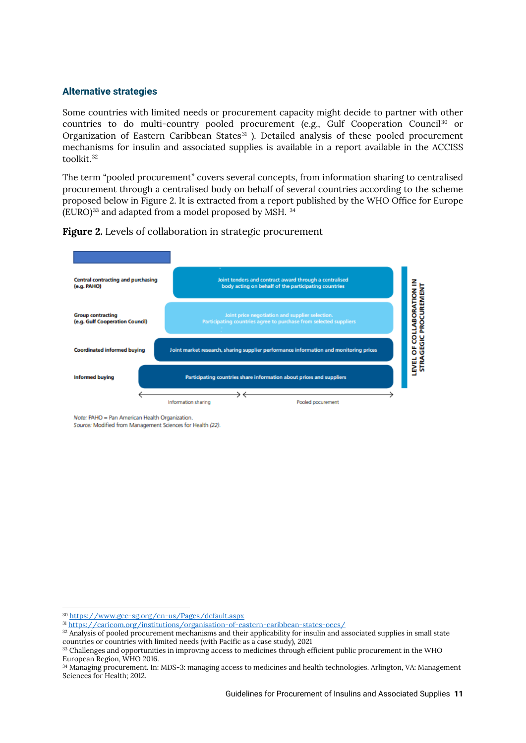### Alternative strategies

Some countries with limited needs or procurement capacity might decide to partner with other countries to do multi-country pooled procurement (e.g., Gulf Cooperation Council[30] or Organization of Eastern Caribbean States[31] ). Detailed analysis of these pooled procurement mechanisms for insulin and associated supplies is available in a report available in the ACCISS toolkit.[32]

The term "pooled procurement" covers several concepts, from information sharing to centralised procurement through a centralised body on behalf of several countries according to the scheme proposed below in Figure 2. It is extracted from a report published by the WHO Office for Europe (EURO)[33] and adapted from a model proposed by MSH. [34]

**Figure 2.** Levels of collaboration in strategic procurement

| Level | Description |
| --- | --- |
| Central contracting and purchasing (e.g. PAHO) | Joint tenders and contract award through a centralised body acting on behalf of the participating countries |
| Group contracting (e.g. Gulf Cooperation Council) | Joint price negotiation and supplier selection. Participating countries agree to purchase from selected suppliers |
| Coordinated informed buying | Joint market research, sharing supplier performance information and monitoring prices |
| Informed buying | Participating countries share information about prices and suppliers |

LEVEL OF COLLABORATION IN STRAGEGIC PROCUREMENT

Information sharing ↔ Pooled procurement

Note: PAHO = Pan American Health Organization.
Source: Modified from Management Sciences for Health (22).

---

[30] https://www.gcc-sg.org/en-us/Pages/default.aspx

[31] https://caricom.org/institutions/organisation-of-eastern-caribbean-states-oecs/

[32] Analysis of pooled procurement mechanisms and their applicability for insulin and associated supplies in small state countries or countries with limited needs (with Pacific as a case study), 2021

[33] Challenges and opportunities in improving access to medicines through efficient public procurement in the WHO European Region, WHO 2016.

[34] Managing procurement. In: MDS-3: managing access to medicines and health technologies. Arlington, VA: Management Sciences for Health; 2012.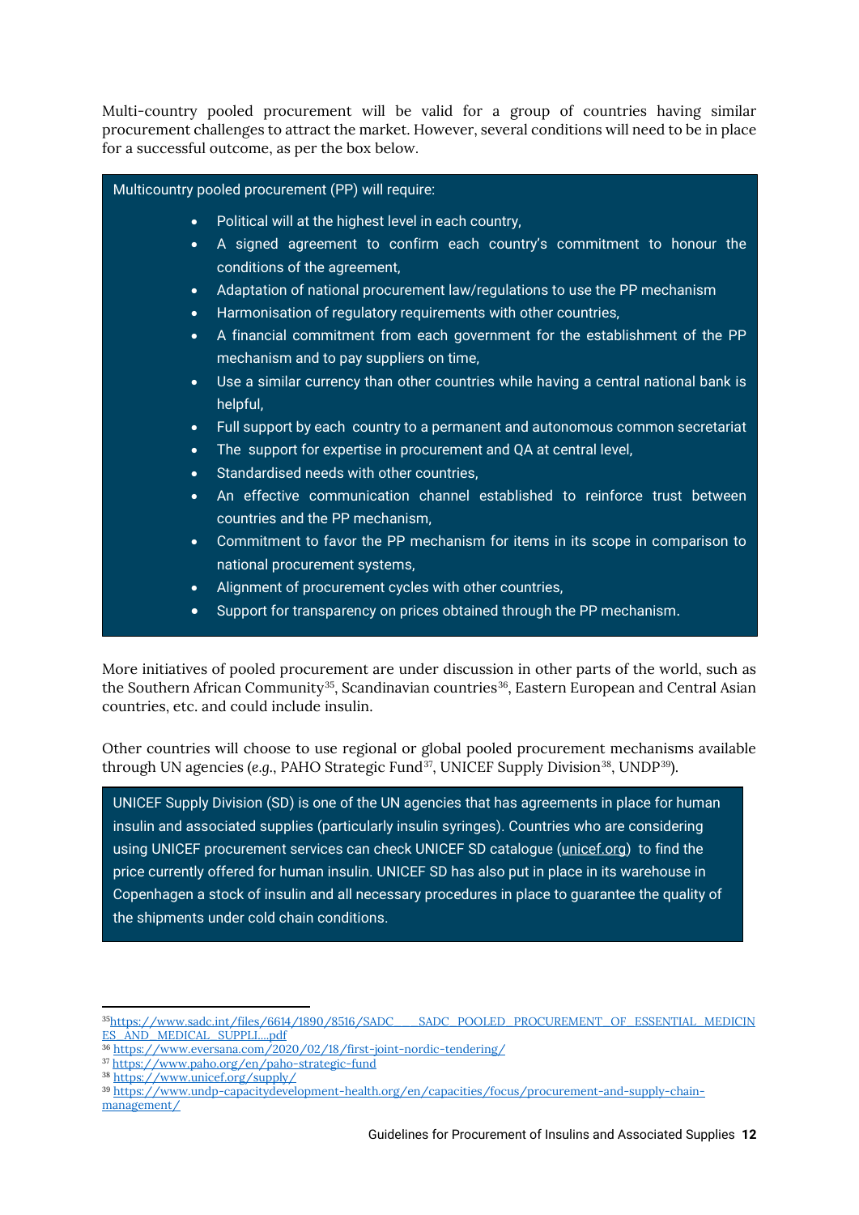Multi-country pooled procurement will be valid for a group of countries having similar procurement challenges to attract the market. However, several conditions will need to be in place for a successful outcome, as per the box below.

> Multicountry pooled procurement (PP) will require:
>
> - Political will at the highest level in each country,
> - A signed agreement to confirm each country's commitment to honour the conditions of the agreement,
> - Adaptation of national procurement law/regulations to use the PP mechanism
> - Harmonisation of regulatory requirements with other countries,
> - A financial commitment from each government for the establishment of the PP mechanism and to pay suppliers on time,
> - Use a similar currency than other countries while having a central national bank is helpful,
> - Full support by each country to a permanent and autonomous common secretariat
> - The support for expertise in procurement and QA at central level,
> - Standardised needs with other countries,
> - An effective communication channel established to reinforce trust between countries and the PP mechanism,
> - Commitment to favor the PP mechanism for items in its scope in comparison to national procurement systems,
> - Alignment of procurement cycles with other countries,
> - Support for transparency on prices obtained through the PP mechanism.

More initiatives of pooled procurement are under discussion in other parts of the world, such as the Southern African Community[35], Scandinavian countries[36], Eastern European and Central Asian countries, etc. and could include insulin.

Other countries will choose to use regional or global pooled procurement mechanisms available through UN agencies (*e.g.*, PAHO Strategic Fund[37], UNICEF Supply Division[38], UNDP[39]).

> UNICEF Supply Division (SD) is one of the UN agencies that has agreements in place for human insulin and associated supplies (particularly insulin syringes). Countries who are considering using UNICEF procurement services can check UNICEF SD catalogue (unicef.org) to find the price currently offered for human insulin. UNICEF SD has also put in place in its warehouse in Copenhagen a stock of insulin and all necessary procedures in place to guarantee the quality of the shipments under cold chain conditions.

---

[35] https://www.sadc.int/files/6614/1890/8516/SADC____SADC_POOLED_PROCUREMENT_OF_ESSENTIAL_MEDICINES_AND_MEDICAL_SUPPLI....pdf

[36] https://www.eversana.com/2020/02/18/first-joint-nordic-tendering/

[37] https://www.paho.org/en/paho-strategic-fund

[38] https://www.unicef.org/supply/

[39] https://www.undp-capacitydevelopment-health.org/en/capacities/focus/procurement-and-supply-chain-management/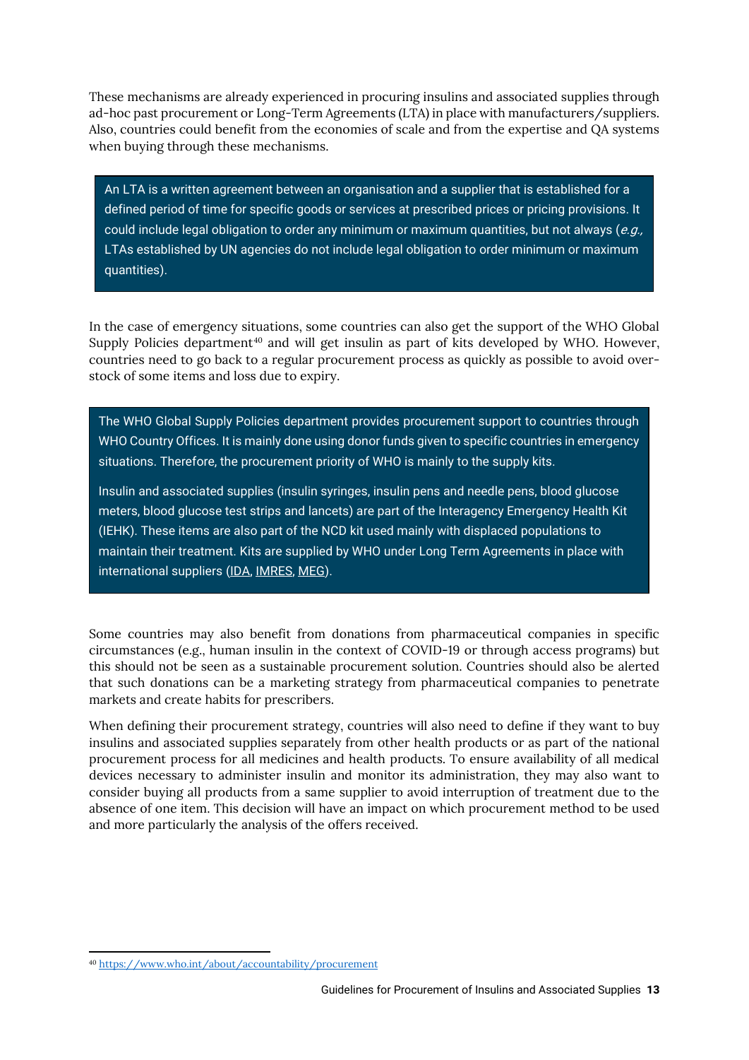These mechanisms are already experienced in procuring insulins and associated supplies through ad-hoc past procurement or Long-Term Agreements (LTA) in place with manufacturers/suppliers. Also, countries could benefit from the economies of scale and from the expertise and QA systems when buying through these mechanisms.

> An LTA is a written agreement between an organisation and a supplier that is established for a defined period of time for specific goods or services at prescribed prices or pricing provisions. It could include legal obligation to order any minimum or maximum quantities, but not always (*e.g.,* LTAs established by UN agencies do not include legal obligation to order minimum or maximum quantities).

In the case of emergency situations, some countries can also get the support of the WHO Global Supply Policies department[40] and will get insulin as part of kits developed by WHO. However, countries need to go back to a regular procurement process as quickly as possible to avoid over-stock of some items and loss due to expiry.

> The WHO Global Supply Policies department provides procurement support to countries through WHO Country Offices. It is mainly done using donor funds given to specific countries in emergency situations. Therefore, the procurement priority of WHO is mainly to the supply kits.
>
> Insulin and associated supplies (insulin syringes, insulin pens and needle pens, blood glucose meters, blood glucose test strips and lancets) are part of the Interagency Emergency Health Kit (IEHK). These items are also part of the NCD kit used mainly with displaced populations to maintain their treatment. Kits are supplied by WHO under Long Term Agreements in place with international suppliers (IDA, IMRES, MEG).

Some countries may also benefit from donations from pharmaceutical companies in specific circumstances (e.g., human insulin in the context of COVID-19 or through access programs) but this should not be seen as a sustainable procurement solution. Countries should also be alerted that such donations can be a marketing strategy from pharmaceutical companies to penetrate markets and create habits for prescribers.

When defining their procurement strategy, countries will also need to define if they want to buy insulins and associated supplies separately from other health products or as part of the national procurement process for all medicines and health products. To ensure availability of all medical devices necessary to administer insulin and monitor its administration, they may also want to consider buying all products from a same supplier to avoid interruption of treatment due to the absence of one item. This decision will have an impact on which procurement method to be used and more particularly the analysis of the offers received.

[40] https://www.who.int/about/accountability/procurement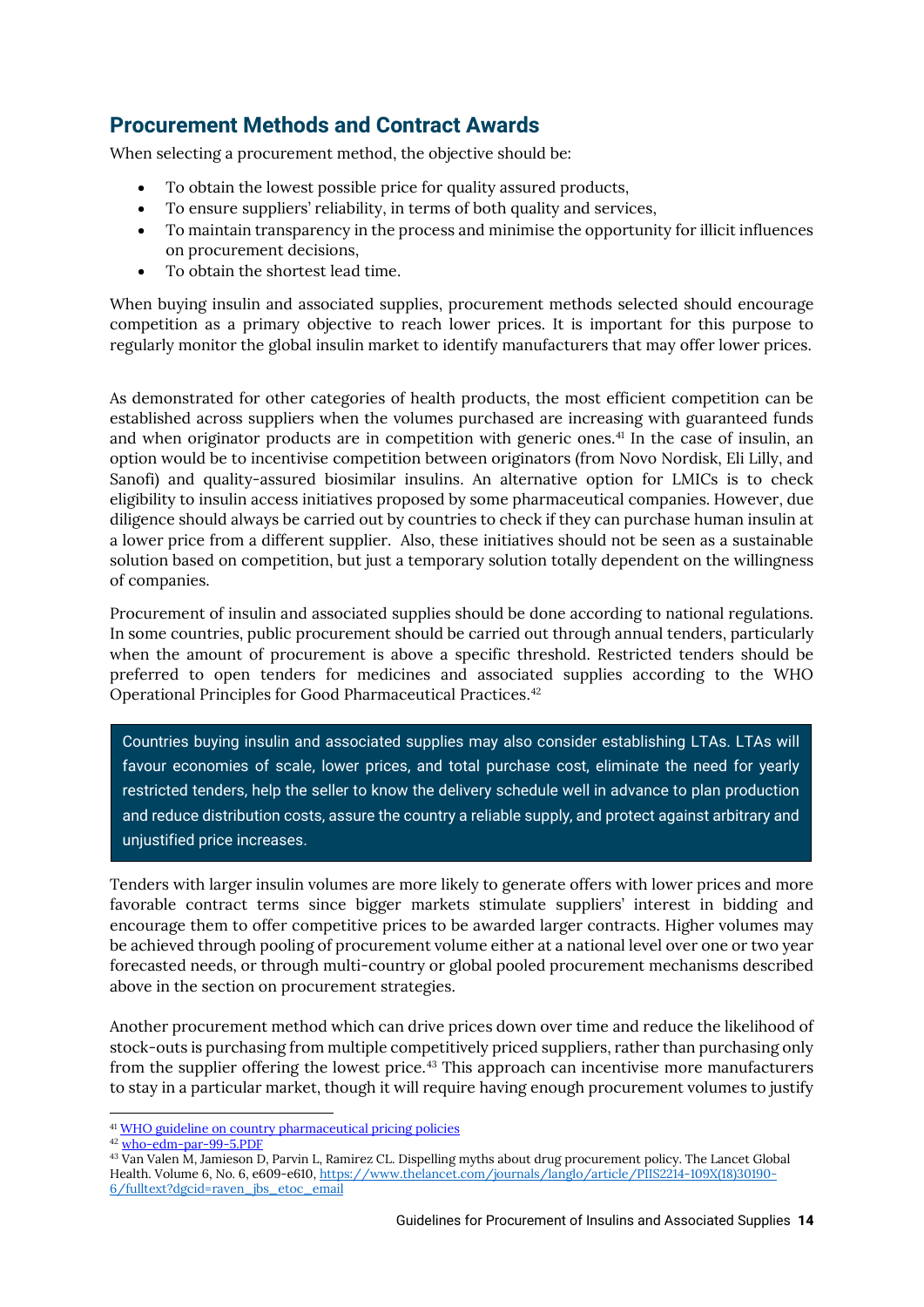## Procurement Methods and Contract Awards

When selecting a procurement method, the objective should be:

- To obtain the lowest possible price for quality assured products,
- To ensure suppliers' reliability, in terms of both quality and services,
- To maintain transparency in the process and minimise the opportunity for illicit influences on procurement decisions,
- To obtain the shortest lead time.

When buying insulin and associated supplies, procurement methods selected should encourage competition as a primary objective to reach lower prices. It is important for this purpose to regularly monitor the global insulin market to identify manufacturers that may offer lower prices.

As demonstrated for other categories of health products, the most efficient competition can be established across suppliers when the volumes purchased are increasing with guaranteed funds and when originator products are in competition with generic ones.[41] In the case of insulin, an option would be to incentivise competition between originators (from Novo Nordisk, Eli Lilly, and Sanofi) and quality-assured biosimilar insulins. An alternative option for LMICs is to check eligibility to insulin access initiatives proposed by some pharmaceutical companies. However, due diligence should always be carried out by countries to check if they can purchase human insulin at a lower price from a different supplier. Also, these initiatives should not be seen as a sustainable solution based on competition, but just a temporary solution totally dependent on the willingness of companies.

Procurement of insulin and associated supplies should be done according to national regulations. In some countries, public procurement should be carried out through annual tenders, particularly when the amount of procurement is above a specific threshold. Restricted tenders should be preferred to open tenders for medicines and associated supplies according to the WHO Operational Principles for Good Pharmaceutical Practices.[42]

> Countries buying insulin and associated supplies may also consider establishing LTAs. LTAs will favour economies of scale, lower prices, and total purchase cost, eliminate the need for yearly restricted tenders, help the seller to know the delivery schedule well in advance to plan production and reduce distribution costs, assure the country a reliable supply, and protect against arbitrary and unjustified price increases.

Tenders with larger insulin volumes are more likely to generate offers with lower prices and more favorable contract terms since bigger markets stimulate suppliers' interest in bidding and encourage them to offer competitive prices to be awarded larger contracts. Higher volumes may be achieved through pooling of procurement volume either at a national level over one or two year forecasted needs, or through multi-country or global pooled procurement mechanisms described above in the section on procurement strategies.

Another procurement method which can drive prices down over time and reduce the likelihood of stock-outs is purchasing from multiple competitively priced suppliers, rather than purchasing only from the supplier offering the lowest price.[43] This approach can incentivise more manufacturers to stay in a particular market, though it will require having enough procurement volumes to justify

---

[41] WHO guideline on country pharmaceutical pricing policies

[42] who-edm-par-99-5.PDF

[43] Van Valen M, Jamieson D, Parvin L, Ramirez CL. Dispelling myths about drug procurement policy. The Lancet Global Health. Volume 6, No. 6, e609-e610, https://www.thelancet.com/journals/langlo/article/PIIS2214-109X(18)30190-6/fulltext?dgcid=raven_jbs_etoc_email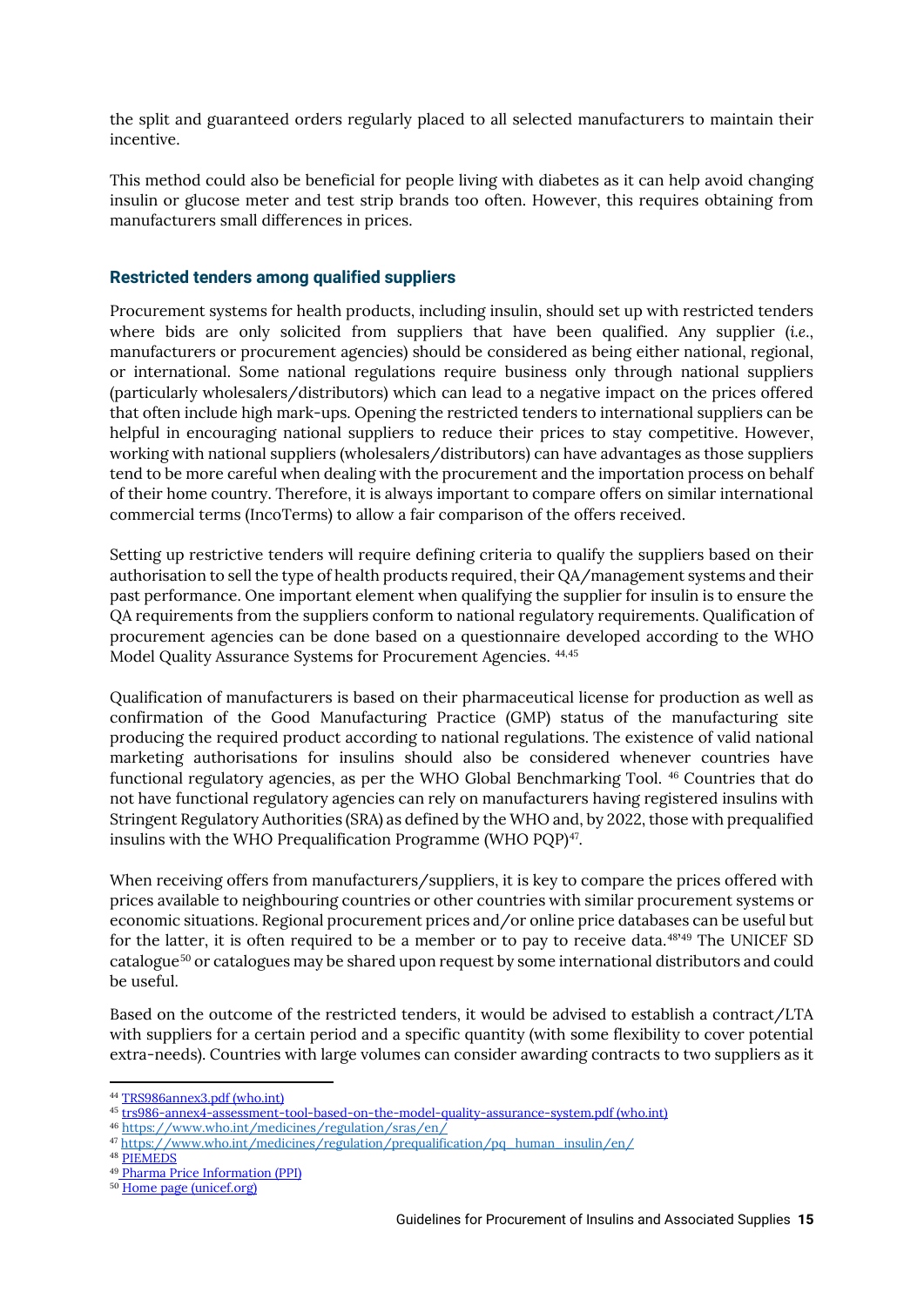the split and guaranteed orders regularly placed to all selected manufacturers to maintain their incentive.

This method could also be beneficial for people living with diabetes as it can help avoid changing insulin or glucose meter and test strip brands too often. However, this requires obtaining from manufacturers small differences in prices.

### Restricted tenders among qualified suppliers

Procurement systems for health products, including insulin, should set up with restricted tenders where bids are only solicited from suppliers that have been qualified. Any supplier (*i.e.*, manufacturers or procurement agencies) should be considered as being either national, regional, or international. Some national regulations require business only through national suppliers (particularly wholesalers/distributors) which can lead to a negative impact on the prices offered that often include high mark-ups. Opening the restricted tenders to international suppliers can be helpful in encouraging national suppliers to reduce their prices to stay competitive. However, working with national suppliers (wholesalers/distributors) can have advantages as those suppliers tend to be more careful when dealing with the procurement and the importation process on behalf of their home country. Therefore, it is always important to compare offers on similar international commercial terms (IncoTerms) to allow a fair comparison of the offers received.

Setting up restrictive tenders will require defining criteria to qualify the suppliers based on their authorisation to sell the type of health products required, their QA/management systems and their past performance. One important element when qualifying the supplier for insulin is to ensure the QA requirements from the suppliers conform to national regulatory requirements. Qualification of procurement agencies can be done based on a questionnaire developed according to the WHO Model Quality Assurance Systems for Procurement Agencies. [44,45]

Qualification of manufacturers is based on their pharmaceutical license for production as well as confirmation of the Good Manufacturing Practice (GMP) status of the manufacturing site producing the required product according to national regulations. The existence of valid national marketing authorisations for insulins should also be considered whenever countries have functional regulatory agencies, as per the WHO Global Benchmarking Tool. [46] Countries that do not have functional regulatory agencies can rely on manufacturers having registered insulins with Stringent Regulatory Authorities (SRA) as defined by the WHO and, by 2022, those with prequalified insulins with the WHO Prequalification Programme (WHO PQP)[47].

When receiving offers from manufacturers/suppliers, it is key to compare the prices offered with prices available to neighbouring countries or other countries with similar procurement systems or economic situations. Regional procurement prices and/or online price databases can be useful but for the latter, it is often required to be a member or to pay to receive data.[48,49] The UNICEF SD catalogue[50] or catalogues may be shared upon request by some international distributors and could be useful.

Based on the outcome of the restricted tenders, it would be advised to establish a contract/LTA with suppliers for a certain period and a specific quantity (with some flexibility to cover potential extra-needs). Countries with large volumes can consider awarding contracts to two suppliers as it

---

[44] TRS986annex3.pdf (who.int)
[45] trs986-annex4-assessment-tool-based-on-the-model-quality-assurance-system.pdf (who.int)
[46] https://www.who.int/medicines/regulation/sras/en/
[47] https://www.who.int/medicines/regulation/prequalification/pq_human_insulin/en/
[48] PIEMEDS
[49] Pharma Price Information (PPI)
[50] Home page (unicef.org)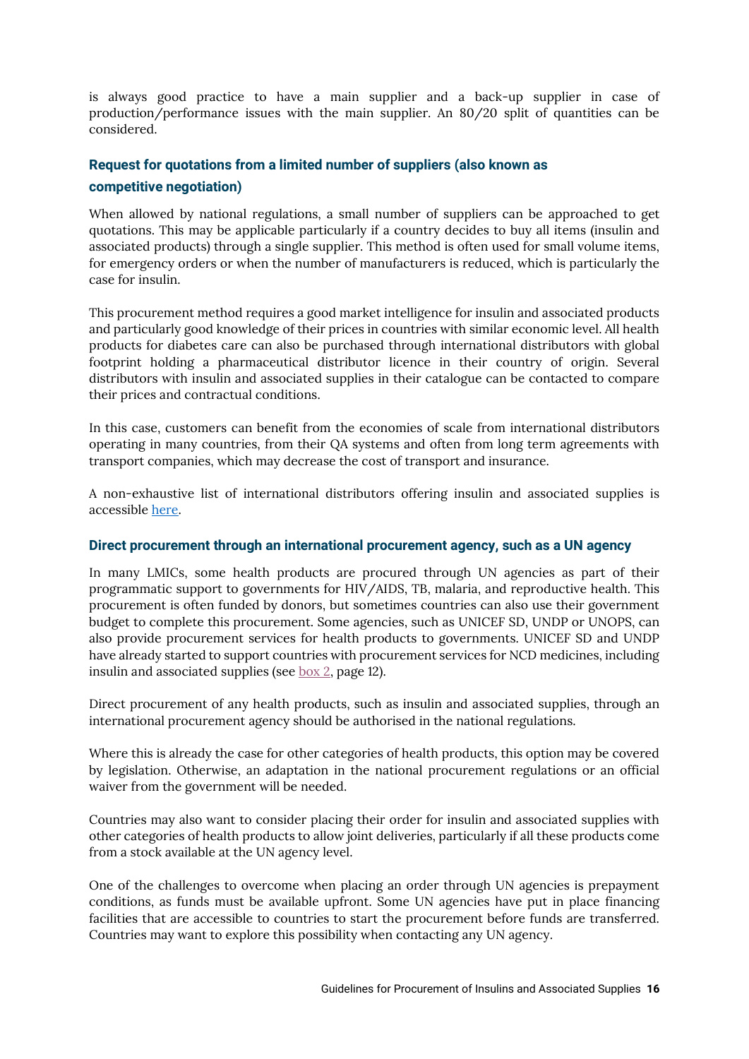is always good practice to have a main supplier and a back-up supplier in case of production/performance issues with the main supplier. An 80/20 split of quantities can be considered.

### Request for quotations from a limited number of suppliers (also known as competitive negotiation)

When allowed by national regulations, a small number of suppliers can be approached to get quotations. This may be applicable particularly if a country decides to buy all items (insulin and associated products) through a single supplier. This method is often used for small volume items, for emergency orders or when the number of manufacturers is reduced, which is particularly the case for insulin.

This procurement method requires a good market intelligence for insulin and associated products and particularly good knowledge of their prices in countries with similar economic level. All health products for diabetes care can also be purchased through international distributors with global footprint holding a pharmaceutical distributor licence in their country of origin. Several distributors with insulin and associated supplies in their catalogue can be contacted to compare their prices and contractual conditions.

In this case, customers can benefit from the economies of scale from international distributors operating in many countries, from their QA systems and often from long term agreements with transport companies, which may decrease the cost of transport and insurance.

A non-exhaustive list of international distributors offering insulin and associated supplies is accessible here.

### Direct procurement through an international procurement agency, such as a UN agency

In many LMICs, some health products are procured through UN agencies as part of their programmatic support to governments for HIV/AIDS, TB, malaria, and reproductive health. This procurement is often funded by donors, but sometimes countries can also use their government budget to complete this procurement. Some agencies, such as UNICEF SD, UNDP or UNOPS, can also provide procurement services for health products to governments. UNICEF SD and UNDP have already started to support countries with procurement services for NCD medicines, including insulin and associated supplies (see box 2, page 12).

Direct procurement of any health products, such as insulin and associated supplies, through an international procurement agency should be authorised in the national regulations.

Where this is already the case for other categories of health products, this option may be covered by legislation. Otherwise, an adaptation in the national procurement regulations or an official waiver from the government will be needed.

Countries may also want to consider placing their order for insulin and associated supplies with other categories of health products to allow joint deliveries, particularly if all these products come from a stock available at the UN agency level.

One of the challenges to overcome when placing an order through UN agencies is prepayment conditions, as funds must be available upfront. Some UN agencies have put in place financing facilities that are accessible to countries to start the procurement before funds are transferred. Countries may want to explore this possibility when contacting any UN agency.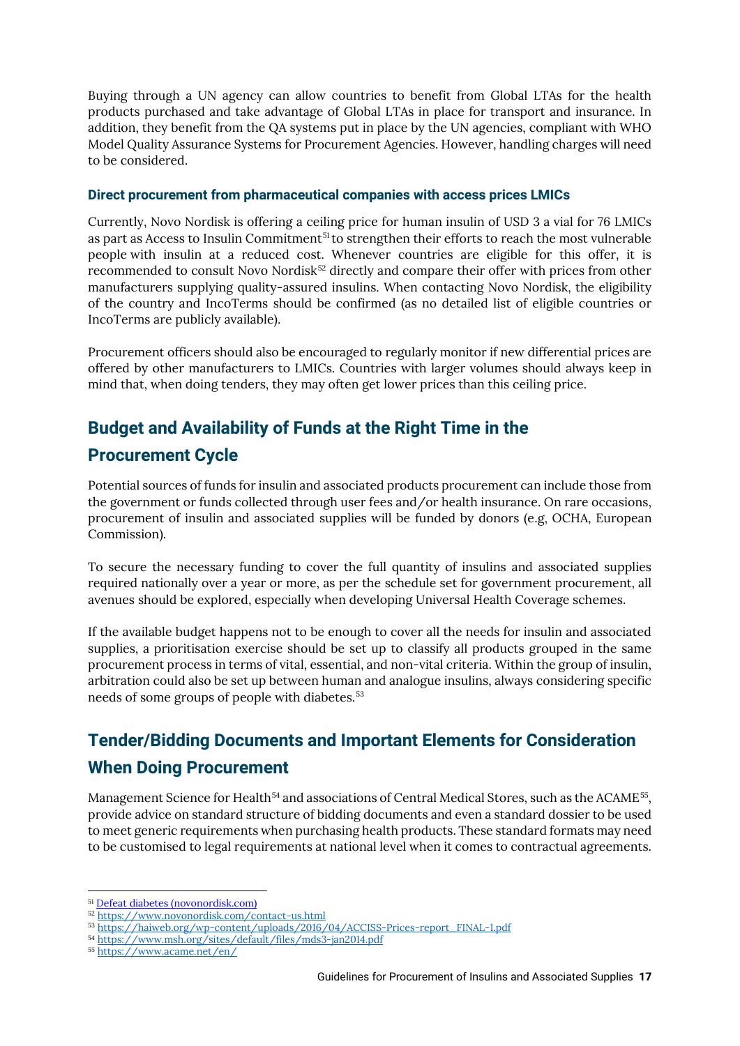Buying through a UN agency can allow countries to benefit from Global LTAs for the health products purchased and take advantage of Global LTAs in place for transport and insurance. In addition, they benefit from the QA systems put in place by the UN agencies, compliant with WHO Model Quality Assurance Systems for Procurement Agencies. However, handling charges will need to be considered.

#### Direct procurement from pharmaceutical companies with access prices LMICs

Currently, Novo Nordisk is offering a ceiling price for human insulin of USD 3 a vial for 76 LMICs as part as Access to Insulin Commitment[51] to strengthen their efforts to reach the most vulnerable people with insulin at a reduced cost. Whenever countries are eligible for this offer, it is recommended to consult Novo Nordisk[52] directly and compare their offer with prices from other manufacturers supplying quality-assured insulins. When contacting Novo Nordisk, the eligibility of the country and IncoTerms should be confirmed (as no detailed list of eligible countries or IncoTerms are publicly available).

Procurement officers should also be encouraged to regularly monitor if new differential prices are offered by other manufacturers to LMICs. Countries with larger volumes should always keep in mind that, when doing tenders, they may often get lower prices than this ceiling price.

## Budget and Availability of Funds at the Right Time in the Procurement Cycle

Potential sources of funds for insulin and associated products procurement can include those from the government or funds collected through user fees and/or health insurance. On rare occasions, procurement of insulin and associated supplies will be funded by donors (e.g, OCHA, European Commission).

To secure the necessary funding to cover the full quantity of insulins and associated supplies required nationally over a year or more, as per the schedule set for government procurement, all avenues should be explored, especially when developing Universal Health Coverage schemes.

If the available budget happens not to be enough to cover all the needs for insulin and associated supplies, a prioritisation exercise should be set up to classify all products grouped in the same procurement process in terms of vital, essential, and non-vital criteria. Within the group of insulin, arbitration could also be set up between human and analogue insulins, always considering specific needs of some groups of people with diabetes.[53]

## Tender/Bidding Documents and Important Elements for Consideration When Doing Procurement

Management Science for Health[54] and associations of Central Medical Stores, such as the ACAME[55], provide advice on standard structure of bidding documents and even a standard dossier to be used to meet generic requirements when purchasing health products. These standard formats may need to be customised to legal requirements at national level when it comes to contractual agreements.

---

[51] Defeat diabetes (novonordisk.com)

[52] https://www.novonordisk.com/contact-us.html

[53] https://haiweb.org/wp-content/uploads/2016/04/ACCISS-Prices-report_FINAL-1.pdf

[54] https://www.msh.org/sites/default/files/mds3-jan2014.pdf

[55] https://www.acame.net/en/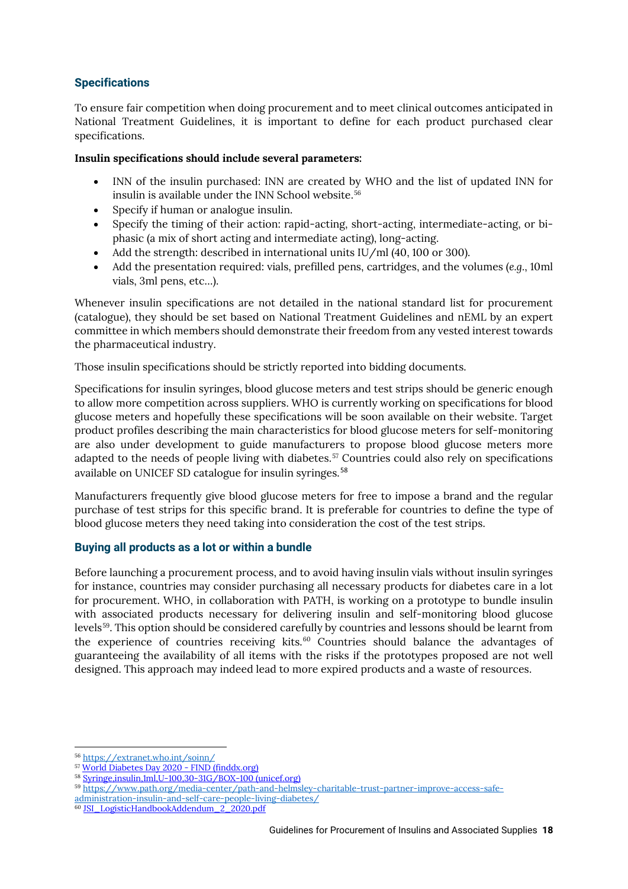## Specifications

To ensure fair competition when doing procurement and to meet clinical outcomes anticipated in National Treatment Guidelines, it is important to define for each product purchased clear specifications.

**Insulin specifications should include several parameters:**

- INN of the insulin purchased: INN are created by WHO and the list of updated INN for insulin is available under the INN School website.[56]
- Specify if human or analogue insulin.
- Specify the timing of their action: rapid-acting, short-acting, intermediate-acting, or bi-phasic (a mix of short acting and intermediate acting), long-acting.
- Add the strength: described in international units IU/ml (40, 100 or 300).
- Add the presentation required: vials, prefilled pens, cartridges, and the volumes (*e.g.*, 10ml vials, 3ml pens, etc…).

Whenever insulin specifications are not detailed in the national standard list for procurement (catalogue), they should be set based on National Treatment Guidelines and nEML by an expert committee in which members should demonstrate their freedom from any vested interest towards the pharmaceutical industry.

Those insulin specifications should be strictly reported into bidding documents.

Specifications for insulin syringes, blood glucose meters and test strips should be generic enough to allow more competition across suppliers. WHO is currently working on specifications for blood glucose meters and hopefully these specifications will be soon available on their website. Target product profiles describing the main characteristics for blood glucose meters for self-monitoring are also under development to guide manufacturers to propose blood glucose meters more adapted to the needs of people living with diabetes.[57] Countries could also rely on specifications available on UNICEF SD catalogue for insulin syringes.[58]

Manufacturers frequently give blood glucose meters for free to impose a brand and the regular purchase of test strips for this specific brand. It is preferable for countries to define the type of blood glucose meters they need taking into consideration the cost of the test strips.

## Buying all products as a lot or within a bundle

Before launching a procurement process, and to avoid having insulin vials without insulin syringes for instance, countries may consider purchasing all necessary products for diabetes care in a lot for procurement. WHO, in collaboration with PATH, is working on a prototype to bundle insulin with associated products necessary for delivering insulin and self-monitoring blood glucose levels[59]. This option should be considered carefully by countries and lessons should be learnt from the experience of countries receiving kits.[60] Countries should balance the advantages of guaranteeing the availability of all items with the risks if the prototypes proposed are not well designed. This approach may indeed lead to more expired products and a waste of resources.

---

[56] https://extranet.who.int/soinn/

[57] World Diabetes Day 2020 - FIND (finddx.org)

[58] Syringe,insulin,1ml,U-100,30-31G/BOX-100 (unicef.org)

[59] https://www.path.org/media-center/path-and-helmsley-charitable-trust-partner-improve-access-safe-administration-insulin-and-self-care-people-living-diabetes/

[60] JSI_LogisticHandbookAddendum_2_2020.pdf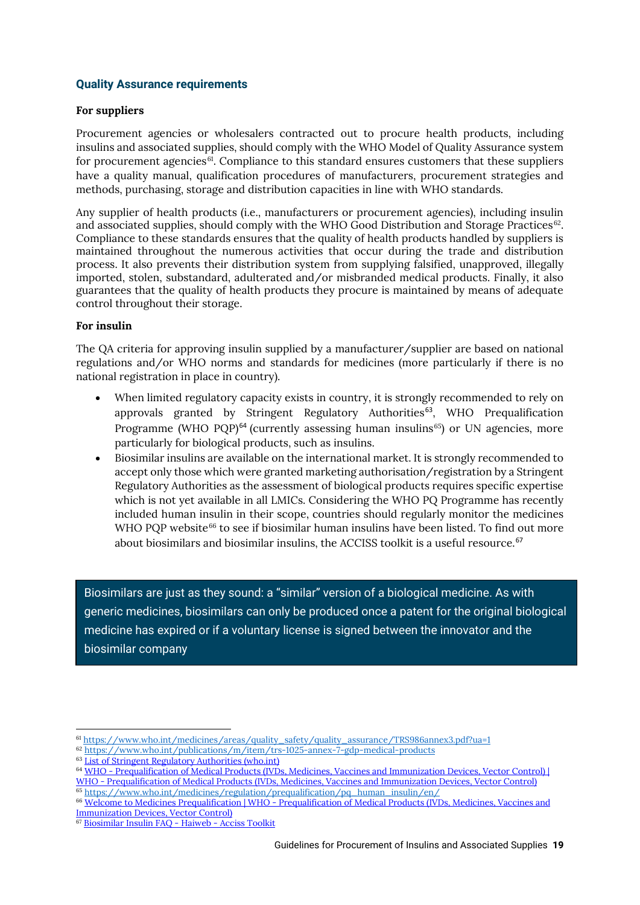## Quality Assurance requirements

**For suppliers**

Procurement agencies or wholesalers contracted out to procure health products, including insulins and associated supplies, should comply with the WHO Model of Quality Assurance system for procurement agencies[61]. Compliance to this standard ensures customers that these suppliers have a quality manual, qualification procedures of manufacturers, procurement strategies and methods, purchasing, storage and distribution capacities in line with WHO standards.

Any supplier of health products (i.e., manufacturers or procurement agencies), including insulin and associated supplies, should comply with the WHO Good Distribution and Storage Practices[62]. Compliance to these standards ensures that the quality of health products handled by suppliers is maintained throughout the numerous activities that occur during the trade and distribution process. It also prevents their distribution system from supplying falsified, unapproved, illegally imported, stolen, substandard, adulterated and/or misbranded medical products. Finally, it also guarantees that the quality of health products they procure is maintained by means of adequate control throughout their storage.

**For insulin**

The QA criteria for approving insulin supplied by a manufacturer/supplier are based on national regulations and/or WHO norms and standards for medicines (more particularly if there is no national registration in place in country).

- When limited regulatory capacity exists in country, it is strongly recommended to rely on approvals granted by Stringent Regulatory Authorities[63], WHO Prequalification Programme (WHO PQP)[64] (currently assessing human insulins[65]) or UN agencies, more particularly for biological products, such as insulins.
- Biosimilar insulins are available on the international market. It is strongly recommended to accept only those which were granted marketing authorisation/registration by a Stringent Regulatory Authorities as the assessment of biological products requires specific expertise which is not yet available in all LMICs. Considering the WHO PQ Programme has recently included human insulin in their scope, countries should regularly monitor the medicines WHO PQP website[66] to see if biosimilar human insulins have been listed. To find out more about biosimilars and biosimilar insulins, the ACCISS toolkit is a useful resource.[67]

> Biosimilars are just as they sound: a "similar" version of a biological medicine. As with generic medicines, biosimilars can only be produced once a patent for the original biological medicine has expired or if a voluntary license is signed between the innovator and the biosimilar company

---

[61] https://www.who.int/medicines/areas/quality_safety/quality_assurance/TRS986annex3.pdf?ua=1

[62] https://www.who.int/publications/m/item/trs-1025-annex-7-gdp-medical-products

[63] List of Stringent Regulatory Authorities (who.int)

[64] WHO - Prequalification of Medical Products (IVDs, Medicines, Vaccines and Immunization Devices, Vector Control) | WHO - Prequalification of Medical Products (IVDs, Medicines, Vaccines and Immunization Devices, Vector Control)

[65] https://www.who.int/medicines/regulation/prequalification/pq_human_insulin/en/

[66] Welcome to Medicines Prequalification | WHO - Prequalification of Medical Products (IVDs, Medicines, Vaccines and Immunization Devices, Vector Control)

[67] Biosimilar Insulin FAQ - Haiweb - Access Toolkit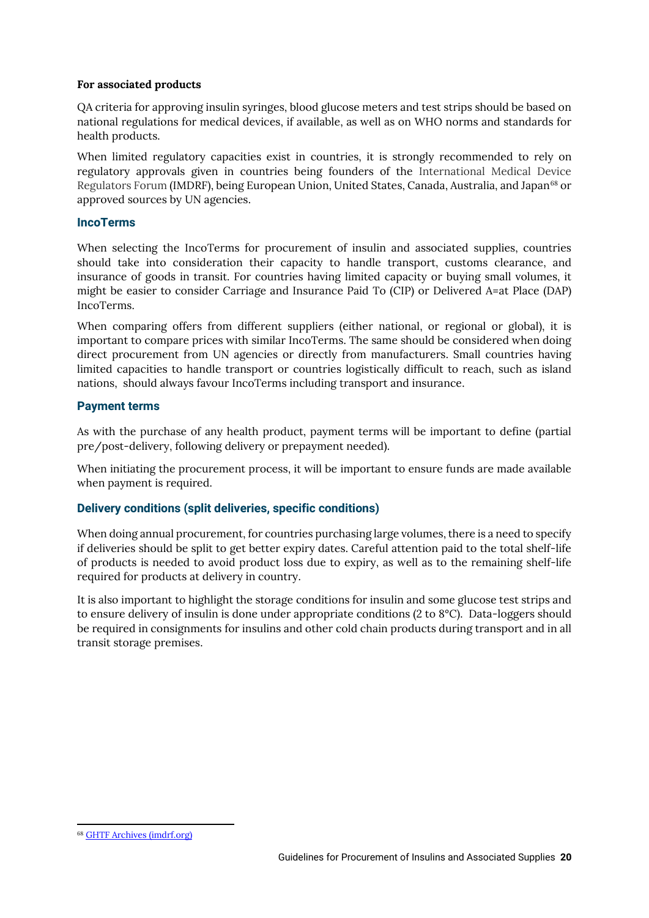**For associated products**

QA criteria for approving insulin syringes, blood glucose meters and test strips should be based on national regulations for medical devices, if available, as well as on WHO norms and standards for health products.

When limited regulatory capacities exist in countries, it is strongly recommended to rely on regulatory approvals given in countries being founders of the International Medical Device Regulators Forum (IMDRF), being European Union, United States, Canada, Australia, and Japan[68] or approved sources by UN agencies.

## IncoTerms

When selecting the IncoTerms for procurement of insulin and associated supplies, countries should take into consideration their capacity to handle transport, customs clearance, and insurance of goods in transit. For countries having limited capacity or buying small volumes, it might be easier to consider Carriage and Insurance Paid To (CIP) or Delivered A=at Place (DAP) IncoTerms.

When comparing offers from different suppliers (either national, or regional or global), it is important to compare prices with similar IncoTerms. The same should be considered when doing direct procurement from UN agencies or directly from manufacturers. Small countries having limited capacities to handle transport or countries logistically difficult to reach, such as island nations, should always favour IncoTerms including transport and insurance.

## Payment terms

As with the purchase of any health product, payment terms will be important to define (partial pre/post-delivery, following delivery or prepayment needed).

When initiating the procurement process, it will be important to ensure funds are made available when payment is required.

## Delivery conditions (split deliveries, specific conditions)

When doing annual procurement, for countries purchasing large volumes, there is a need to specify if deliveries should be split to get better expiry dates. Careful attention paid to the total shelf-life of products is needed to avoid product loss due to expiry, as well as to the remaining shelf-life required for products at delivery in country.

It is also important to highlight the storage conditions for insulin and some glucose test strips and to ensure delivery of insulin is done under appropriate conditions (2 to 8°C). Data-loggers should be required in consignments for insulins and other cold chain products during transport and in all transit storage premises.

---

[68] GHTF Archives (imdrf.org)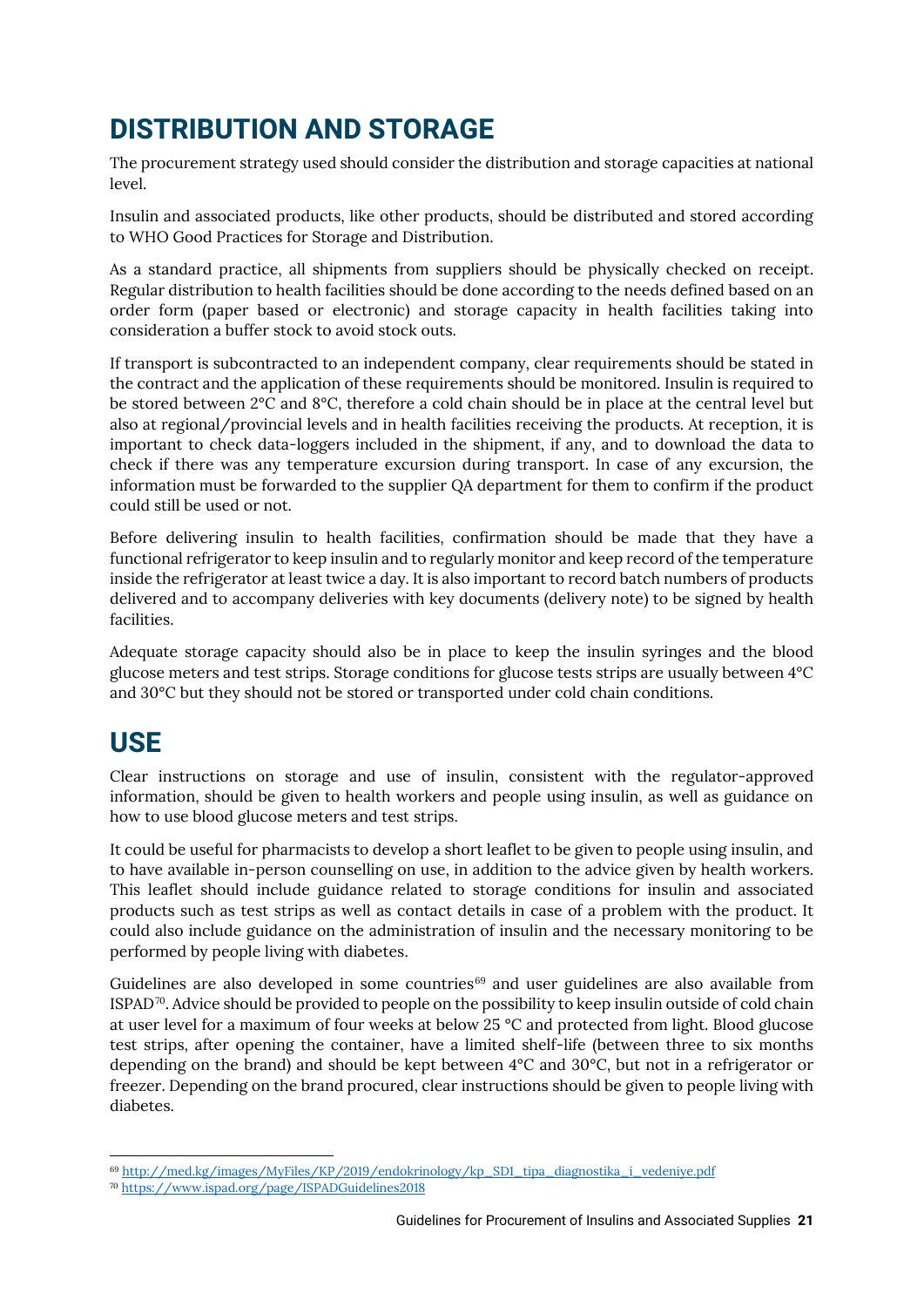# DISTRIBUTION AND STORAGE

The procurement strategy used should consider the distribution and storage capacities at national level.

Insulin and associated products, like other products, should be distributed and stored according to WHO Good Practices for Storage and Distribution.

As a standard practice, all shipments from suppliers should be physically checked on receipt. Regular distribution to health facilities should be done according to the needs defined based on an order form (paper based or electronic) and storage capacity in health facilities taking into consideration a buffer stock to avoid stock outs.

If transport is subcontracted to an independent company, clear requirements should be stated in the contract and the application of these requirements should be monitored. Insulin is required to be stored between 2°C and 8°C, therefore a cold chain should be in place at the central level but also at regional/provincial levels and in health facilities receiving the products. At reception, it is important to check data-loggers included in the shipment, if any, and to download the data to check if there was any temperature excursion during transport. In case of any excursion, the information must be forwarded to the supplier QA department for them to confirm if the product could still be used or not.

Before delivering insulin to health facilities, confirmation should be made that they have a functional refrigerator to keep insulin and to regularly monitor and keep record of the temperature inside the refrigerator at least twice a day. It is also important to record batch numbers of products delivered and to accompany deliveries with key documents (delivery note) to be signed by health facilities.

Adequate storage capacity should also be in place to keep the insulin syringes and the blood glucose meters and test strips. Storage conditions for glucose tests strips are usually between 4°C and 30°C but they should not be stored or transported under cold chain conditions.

# USE

Clear instructions on storage and use of insulin, consistent with the regulator-approved information, should be given to health workers and people using insulin, as well as guidance on how to use blood glucose meters and test strips.

It could be useful for pharmacists to develop a short leaflet to be given to people using insulin, and to have available in-person counselling on use, in addition to the advice given by health workers. This leaflet should include guidance related to storage conditions for insulin and associated products such as test strips as well as contact details in case of a problem with the product. It could also include guidance on the administration of insulin and the necessary monitoring to be performed by people living with diabetes.

Guidelines are also developed in some countries[69] and user guidelines are also available from ISPAD[70]. Advice should be provided to people on the possibility to keep insulin outside of cold chain at user level for a maximum of four weeks at below 25 °C and protected from light. Blood glucose test strips, after opening the container, have a limited shelf-life (between three to six months depending on the brand) and should be kept between 4°C and 30°C, but not in a refrigerator or freezer. Depending on the brand procured, clear instructions should be given to people living with diabetes.

---

[69] http://med.kg/images/MyFiles/KP/2019/endokrinology/kp_SD1_tipa_diagnostika_i_vedeniye.pdf

[70] https://www.ispad.org/page/ISPADGuidelines2018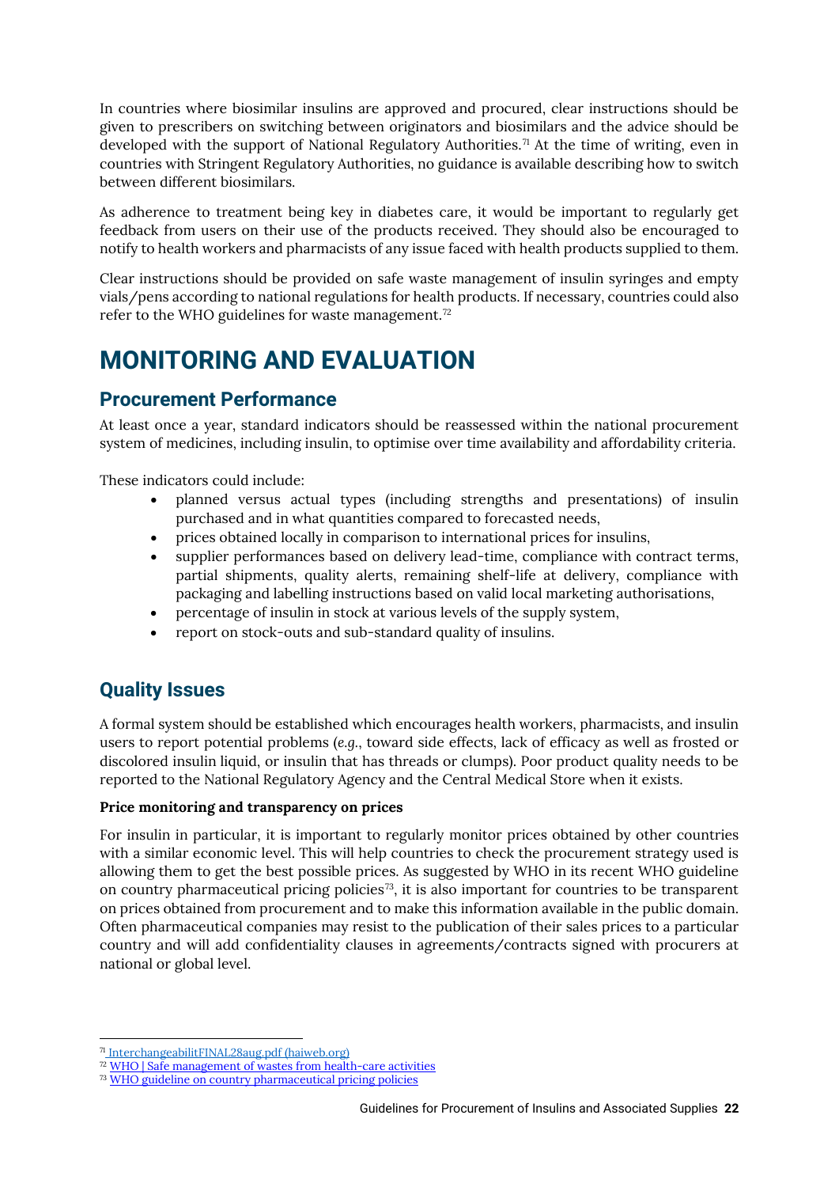In countries where biosimilar insulins are approved and procured, clear instructions should be given to prescribers on switching between originators and biosimilars and the advice should be developed with the support of National Regulatory Authorities.[71] At the time of writing, even in countries with Stringent Regulatory Authorities, no guidance is available describing how to switch between different biosimilars.

As adherence to treatment being key in diabetes care, it would be important to regularly get feedback from users on their use of the products received. They should also be encouraged to notify to health workers and pharmacists of any issue faced with health products supplied to them.

Clear instructions should be provided on safe waste management of insulin syringes and empty vials/pens according to national regulations for health products. If necessary, countries could also refer to the WHO guidelines for waste management.[72]

# MONITORING AND EVALUATION

## Procurement Performance

At least once a year, standard indicators should be reassessed within the national procurement system of medicines, including insulin, to optimise over time availability and affordability criteria.

These indicators could include:

- planned versus actual types (including strengths and presentations) of insulin purchased and in what quantities compared to forecasted needs,
- prices obtained locally in comparison to international prices for insulins,
- supplier performances based on delivery lead-time, compliance with contract terms, partial shipments, quality alerts, remaining shelf-life at delivery, compliance with packaging and labelling instructions based on valid local marketing authorisations,
- percentage of insulin in stock at various levels of the supply system,
- report on stock-outs and sub-standard quality of insulins.

## Quality Issues

A formal system should be established which encourages health workers, pharmacists, and insulin users to report potential problems (*e.g.*, toward side effects, lack of efficacy as well as frosted or discolored insulin liquid, or insulin that has threads or clumps). Poor product quality needs to be reported to the National Regulatory Agency and the Central Medical Store when it exists.

**Price monitoring and transparency on prices**

For insulin in particular, it is important to regularly monitor prices obtained by other countries with a similar economic level. This will help countries to check the procurement strategy used is allowing them to get the best possible prices. As suggested by WHO in its recent WHO guideline on country pharmaceutical pricing policies[73], it is also important for countries to be transparent on prices obtained from procurement and to make this information available in the public domain. Often pharmaceutical companies may resist to the publication of their sales prices to a particular country and will add confidentiality clauses in agreements/contracts signed with procurers at national or global level.

---

[71] InterchangeabilitFINAL28aug.pdf (haiweb.org)

[72] WHO | Safe management of wastes from health-care activities

[73] WHO guideline on country pharmaceutical pricing policies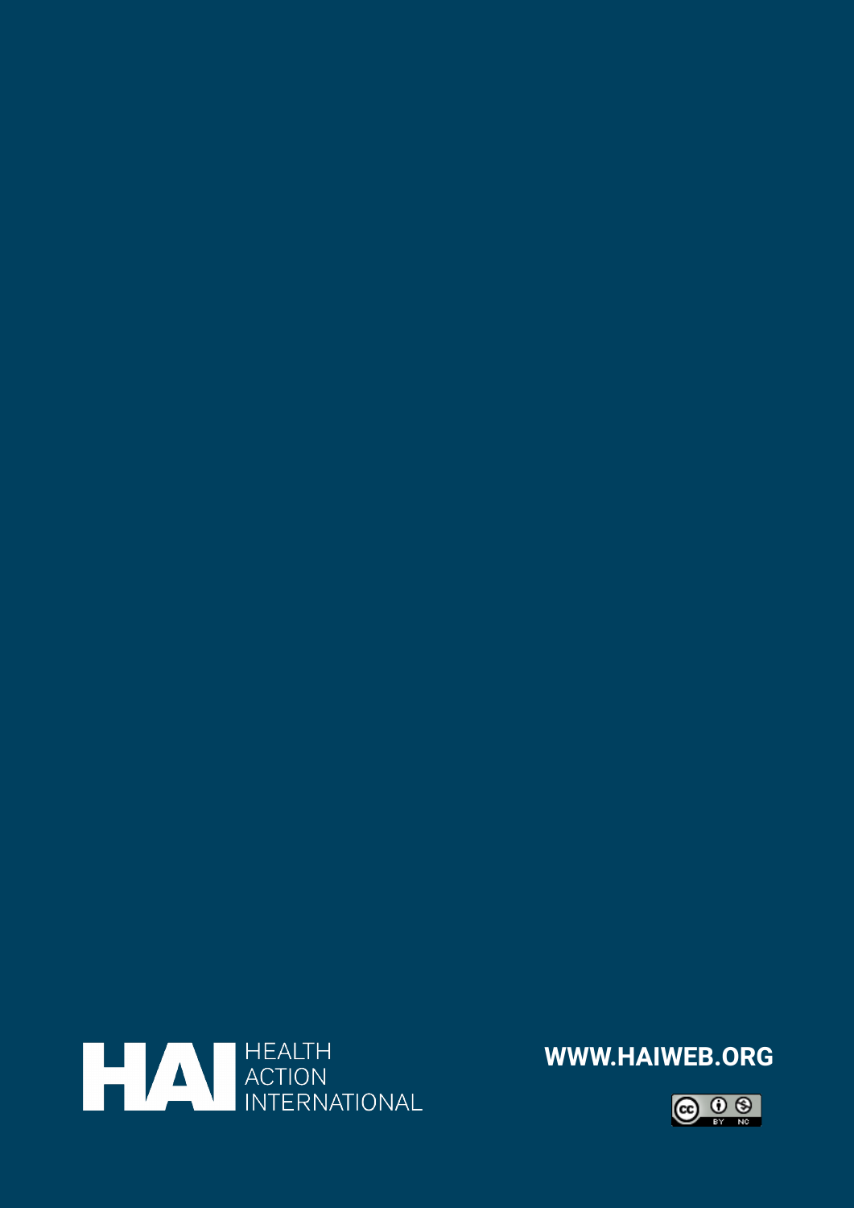HAI HEALTH ACTION INTERNATIONAL

**WWW.HAIWEB.ORG**